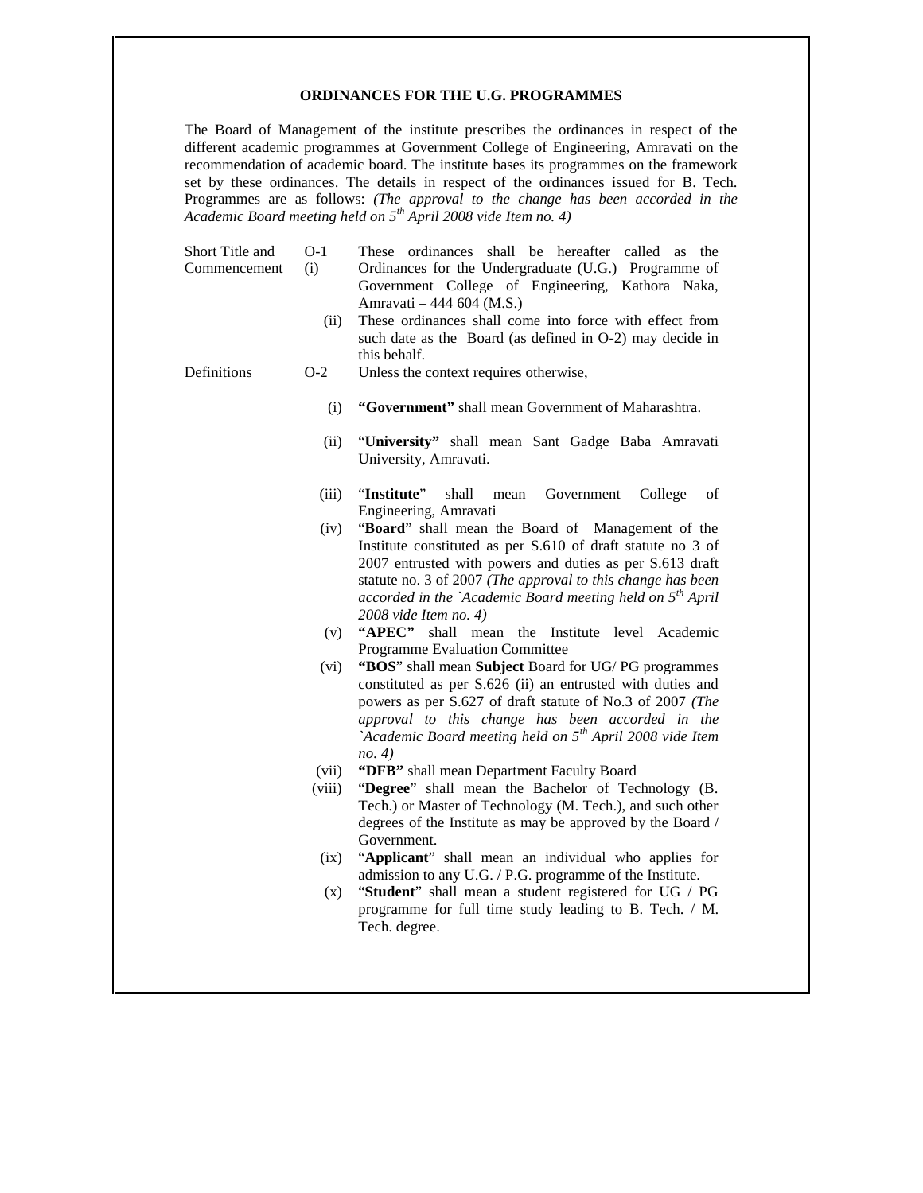# ORDINANCES FOR THE U.G. PROGRAMMES

The Board of Management of the institute prescribes the ordinances in respect of the different academic programmes at Government College of Engineering, Amravati on the recommendation of academic board. The institute bases its programmes on the framework set by these ordinances. The details in respect of the ordinances issued for B. Tech. Programmes are as follows: *(The approval to the change has been accorded in the Academic Board meeting held on 5th April 2008 vide Item no. 4)*

**Short Title and Commencement**

O-1

(i) These ordinances shall be hereafter called as the Ordinances for the Undergraduate (U.G.) Programme of Government College of Engineering, Kathora Naka, Amravati – 444 604 (M.S.)

(ii) These ordinances shall come into force with effect from such date as the Board (as defined in O-2) may decide in this behalf.

**Definitions**

O-2 Unless the context requires otherwise,

(i) **"Government"** shall mean Government of Maharashtra.

(ii) "**University"** shall mean Sant Gadge Baba Amravati University, Amravati.

(iii) "**Institute**" shall mean Government College of Engineering, Amravati

(iv) "**Board**" shall mean the Board of Management of the Institute constituted as per S.610 of draft statute no 3 of 2007 entrusted with powers and duties as per S.613 draft statute no. 3 of 2007 *(The approval to this change has been accorded in the `Academic Board meeting held on 5th April 2008 vide Item no. 4)*

(v) **"APEC"** shall mean the Institute level Academic Programme Evaluation Committee

(vi) **"BOS**" shall mean **Subject** Board for UG/ PG programmes constituted as per S.626 (ii) an entrusted with duties and powers as per S.627 of draft statute of No.3 of 2007 *(The approval to this change has been accorded in the `Academic Board meeting held on 5th April 2008 vide Item no. 4)*

(vii) **"DFB"** shall mean Department Faculty Board

(viii) "**Degree**" shall mean the Bachelor of Technology (B. Tech.) or Master of Technology (M. Tech.), and such other degrees of the Institute as may be approved by the Board / Government.

(ix) "**Applicant**" shall mean an individual who applies for admission to any U.G. / P.G. programme of the Institute.

(x) "**Student**" shall mean a student registered for UG / PG programme for full time study leading to B. Tech. / M. Tech. degree.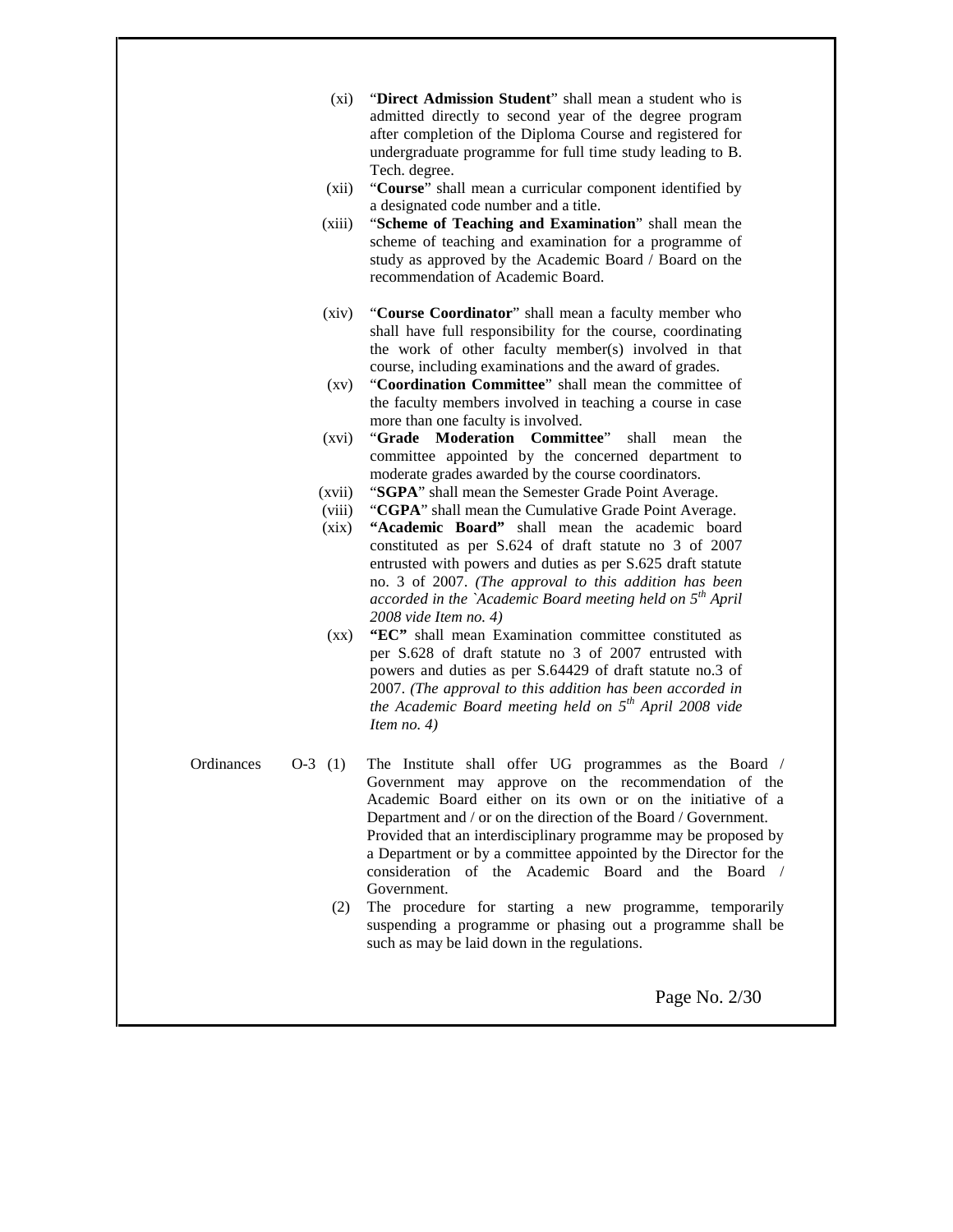(xi) "**Direct Admission Student**" shall mean a student who is admitted directly to second year of the degree program after completion of the Diploma Course and registered for undergraduate programme for full time study leading to B. Tech. degree.

(xii) "**Course**" shall mean a curricular component identified by a designated code number and a title.

(xiii) "**Scheme of Teaching and Examination**" shall mean the scheme of teaching and examination for a programme of study as approved by the Academic Board / Board on the recommendation of Academic Board.

(xiv) "**Course Coordinator**" shall mean a faculty member who shall have full responsibility for the course, coordinating the work of other faculty member(s) involved in that course, including examinations and the award of grades.

(xv) "**Coordination Committee**" shall mean the committee of the faculty members involved in teaching a course in case more than one faculty is involved.

(xvi) "**Grade Moderation Committee**" shall mean the committee appointed by the concerned department to moderate grades awarded by the course coordinators.

(xvii) "**SGPA**" shall mean the Semester Grade Point Average.

(viii) "**CGPA**" shall mean the Cumulative Grade Point Average.

(xix) **"Academic Board"** shall mean the academic board constituted as per S.624 of draft statute no 3 of 2007 entrusted with powers and duties as per S.625 draft statute no. 3 of 2007. *(The approval to this addition has been accorded in the `Academic Board meeting held on 5th April 2008 vide Item no. 4)*

(xx) **"EC"** shall mean Examination committee constituted as per S.628 of draft statute no 3 of 2007 entrusted with powers and duties as per S.64429 of draft statute no.3 of 2007. *(The approval to this addition has been accorded in the Academic Board meeting held on 5th April 2008 vide Item no. 4)*

Ordinances O-3 (1) The Institute shall offer UG programmes as the Board / Government may approve on the recommendation of the Academic Board either on its own or on the initiative of a Department and / or on the direction of the Board / Government. Provided that an interdisciplinary programme may be proposed by a Department or by a committee appointed by the Director for the consideration of the Academic Board and the Board / Government.

(2) The procedure for starting a new programme, temporarily suspending a programme or phasing out a programme shall be such as may be laid down in the regulations.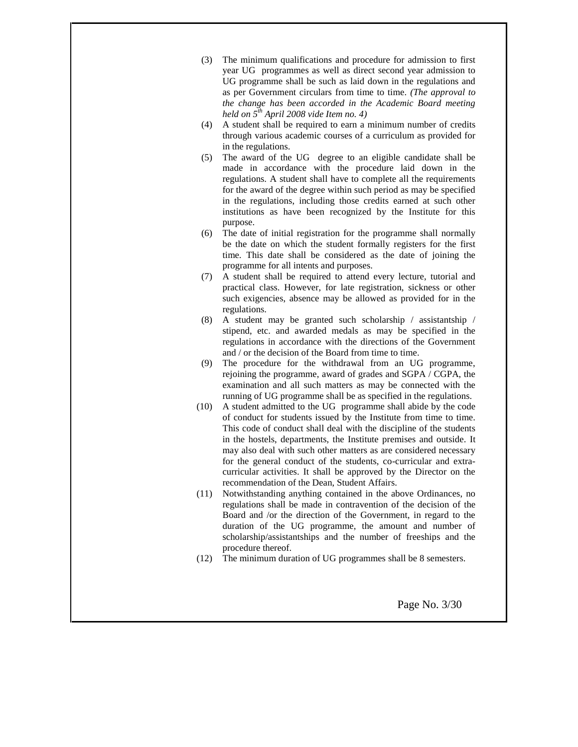(3) The minimum qualifications and procedure for admission to first year UG programmes as well as direct second year admission to UG programme shall be such as laid down in the regulations and as per Government circulars from time to time. *(The approval to the change has been accorded in the Academic Board meeting held on 5th April 2008 vide Item no. 4)*

(4) A student shall be required to earn a minimum number of credits through various academic courses of a curriculum as provided for in the regulations.

(5) The award of the UG degree to an eligible candidate shall be made in accordance with the procedure laid down in the regulations. A student shall have to complete all the requirements for the award of the degree within such period as may be specified in the regulations, including those credits earned at such other institutions as have been recognized by the Institute for this purpose.

(6) The date of initial registration for the programme shall normally be the date on which the student formally registers for the first time. This date shall be considered as the date of joining the programme for all intents and purposes.

(7) A student shall be required to attend every lecture, tutorial and practical class. However, for late registration, sickness or other such exigencies, absence may be allowed as provided for in the regulations.

(8) A student may be granted such scholarship / assistantship / stipend, etc. and awarded medals as may be specified in the regulations in accordance with the directions of the Government and / or the decision of the Board from time to time.

(9) The procedure for the withdrawal from an UG programme, rejoining the programme, award of grades and SGPA / CGPA, the examination and all such matters as may be connected with the running of UG programme shall be as specified in the regulations.

(10) A student admitted to the UG programme shall abide by the code of conduct for students issued by the Institute from time to time. This code of conduct shall deal with the discipline of the students in the hostels, departments, the Institute premises and outside. It may also deal with such other matters as are considered necessary for the general conduct of the students, co-curricular and extra-curricular activities. It shall be approved by the Director on the recommendation of the Dean, Student Affairs.

(11) Notwithstanding anything contained in the above Ordinances, no regulations shall be made in contravention of the decision of the Board and /or the direction of the Government, in regard to the duration of the UG programme, the amount and number of scholarship/assistantships and the number of freeships and the procedure thereof.

(12) The minimum duration of UG programmes shall be 8 semesters.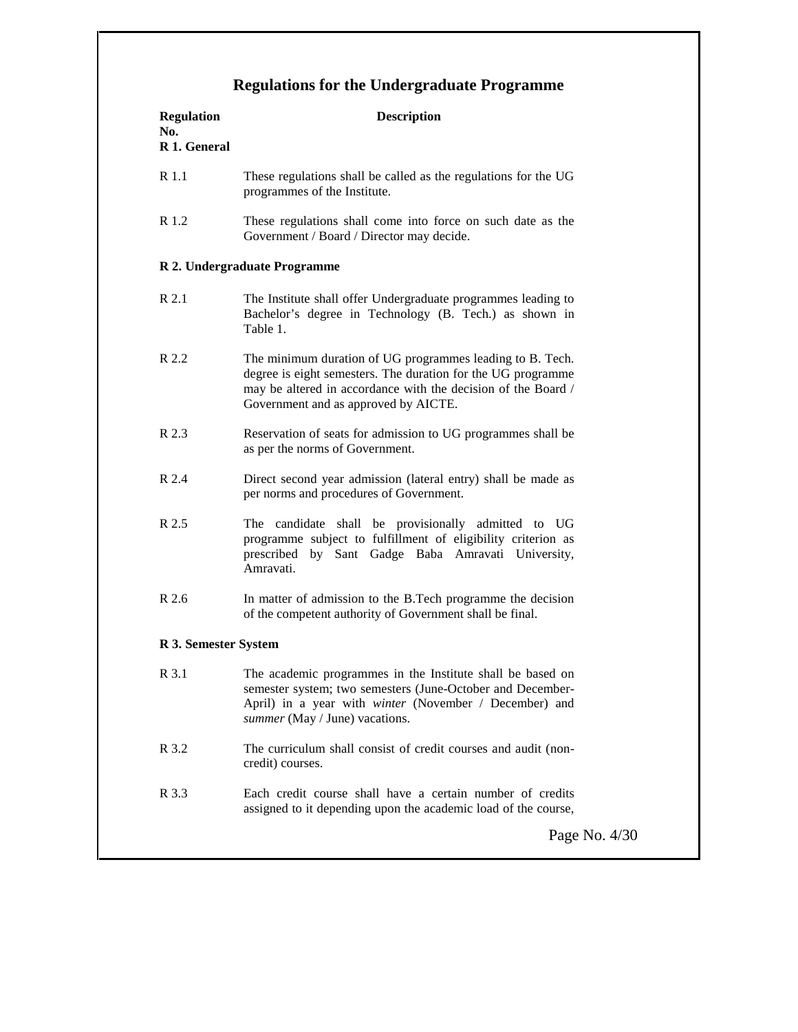# Regulations for the Undergraduate Programme

| Regulation No. | Description |
|---|---|
| **R 1. General** | |
| R 1.1 | These regulations shall be called as the regulations for the UG programmes of the Institute. |
| R 1.2 | These regulations shall come into force on such date as the Government / Board / Director may decide. |
| **R 2. Undergraduate Programme** | |
| R 2.1 | The Institute shall offer Undergraduate programmes leading to Bachelor's degree in Technology (B. Tech.) as shown in Table 1. |
| R 2.2 | The minimum duration of UG programmes leading to B. Tech. degree is eight semesters. The duration for the UG programme may be altered in accordance with the decision of the Board / Government and as approved by AICTE. |
| R 2.3 | Reservation of seats for admission to UG programmes shall be as per the norms of Government. |
| R 2.4 | Direct second year admission (lateral entry) shall be made as per norms and procedures of Government. |
| R 2.5 | The candidate shall be provisionally admitted to UG programme subject to fulfillment of eligibility criterion as prescribed by Sant Gadge Baba Amravati University, Amravati. |
| R 2.6 | In matter of admission to the B.Tech programme the decision of the competent authority of Government shall be final. |
| **R 3. Semester System** | |
| R 3.1 | The academic programmes in the Institute shall be based on semester system; two semesters (June-October and December-April) in a year with *winter* (November / December) and *summer* (May / June) vacations. |
| R 3.2 | The curriculum shall consist of credit courses and audit (non-credit) courses. |
| R 3.3 | Each credit course shall have a certain number of credits assigned to it depending upon the academic load of the course, |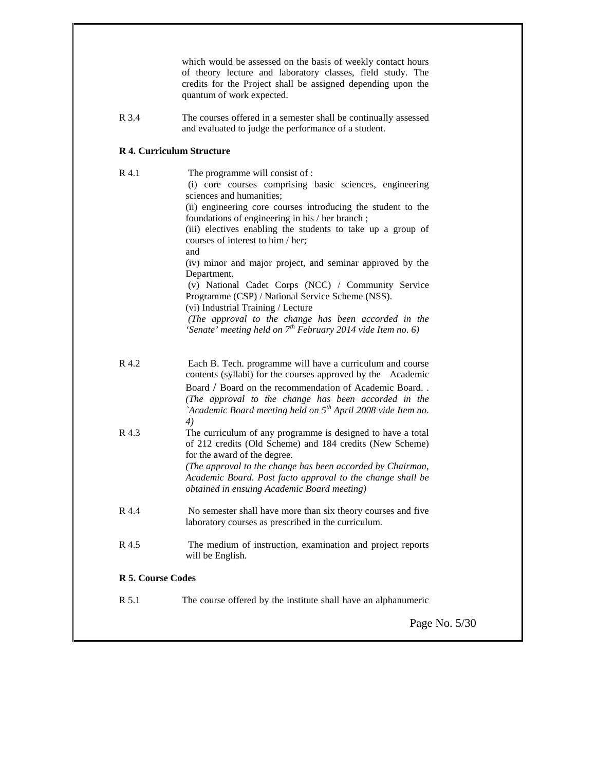which would be assessed on the basis of weekly contact hours of theory lecture and laboratory classes, field study. The credits for the Project shall be assigned depending upon the quantum of work expected.

R 3.4 The courses offered in a semester shall be continually assessed and evaluated to judge the performance of a student.

**R 4. Curriculum Structure**

R 4.1 The programme will consist of :

(i) core courses comprising basic sciences, engineering sciences and humanities;

(ii) engineering core courses introducing the student to the foundations of engineering in his / her branch ;

(iii) electives enabling the students to take up a group of courses of interest to him / her;

and

(iv) minor and major project, and seminar approved by the Department.

(v) National Cadet Corps (NCC) / Community Service Programme (CSP) / National Service Scheme (NSS).

(vi) Industrial Training / Lecture

*(The approval to the change has been accorded in the 'Senate' meeting held on 7th February 2014 vide Item no. 6)*

R 4.2 Each B. Tech. programme will have a curriculum and course contents (syllabi) for the courses approved by the Academic Board / Board on the recommendation of Academic Board. . *(The approval to the change has been accorded in the `Academic Board meeting held on 5th April 2008 vide Item no. 4)*

R 4.3 The curriculum of any programme is designed to have a total of 212 credits (Old Scheme) and 184 credits (New Scheme) for the award of the degree.

*(The approval to the change has been accorded by Chairman, Academic Board. Post facto approval to the change shall be obtained in ensuing Academic Board meeting)*

R 4.4 No semester shall have more than six theory courses and five laboratory courses as prescribed in the curriculum.

R 4.5 The medium of instruction, examination and project reports will be English.

**R 5. Course Codes**

R 5.1 The course offered by the institute shall have an alphanumeric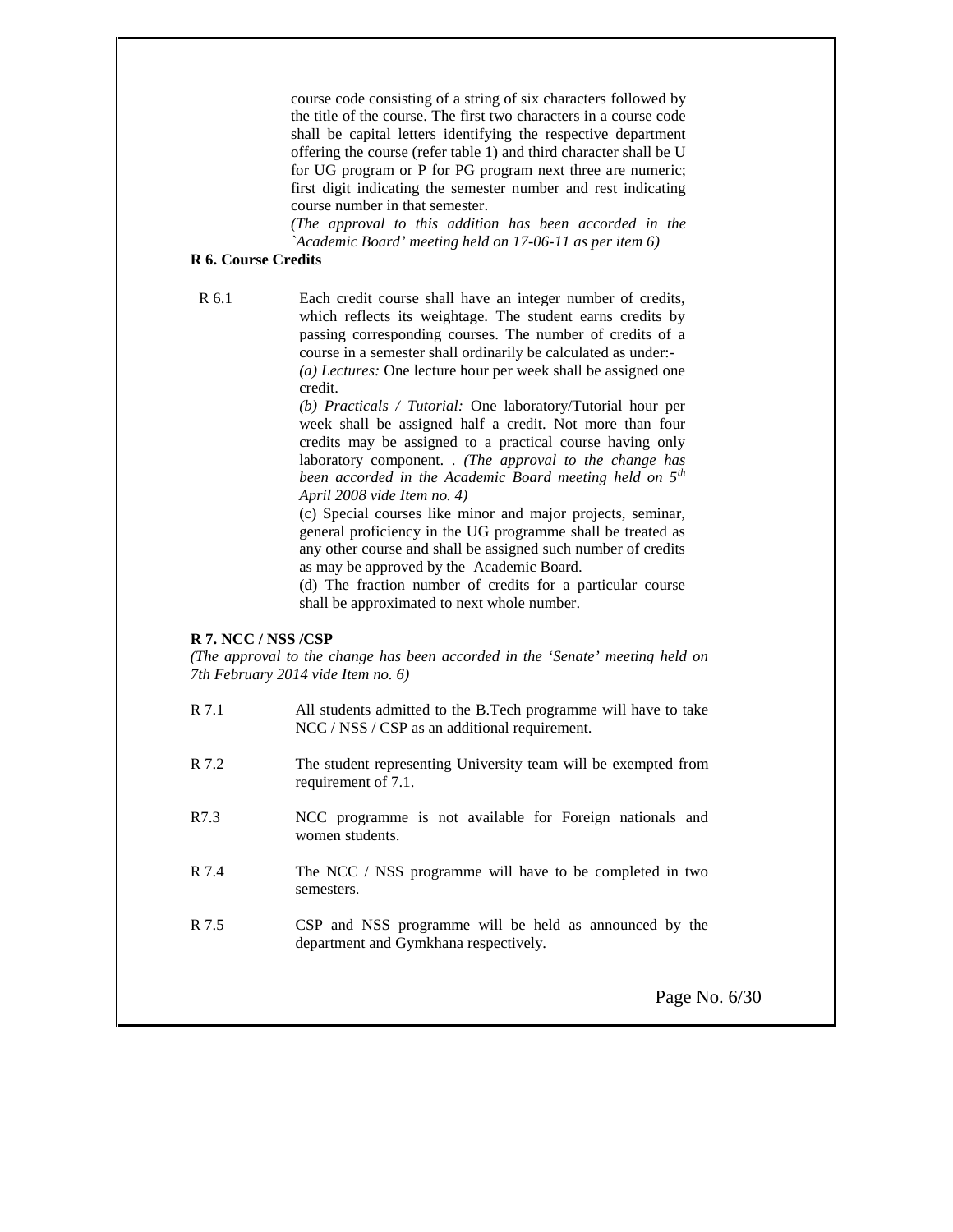course code consisting of a string of six characters followed by the title of the course. The first two characters in a course code shall be capital letters identifying the respective department offering the course (refer table 1) and third character shall be U for UG program or P for PG program next three are numeric; first digit indicating the semester number and rest indicating course number in that semester.

*(The approval to this addition has been accorded in the `Academic Board' meeting held on 17-06-11 as per item 6)*

**R 6. Course Credits**

R 6.1 Each credit course shall have an integer number of credits, which reflects its weightage. The student earns credits by passing corresponding courses. The number of credits of a course in a semester shall ordinarily be calculated as under:-

*(a) Lectures:* One lecture hour per week shall be assigned one credit.

*(b) Practicals / Tutorial:* One laboratory/Tutorial hour per week shall be assigned half a credit. Not more than four credits may be assigned to a practical course having only laboratory component. . *(The approval to the change has been accorded in the Academic Board meeting held on 5th April 2008 vide Item no. 4)*

(c) Special courses like minor and major projects, seminar, general proficiency in the UG programme shall be treated as any other course and shall be assigned such number of credits as may be approved by the Academic Board.

(d) The fraction number of credits for a particular course shall be approximated to next whole number.

**R 7. NCC / NSS /CSP**

*(The approval to the change has been accorded in the 'Senate' meeting held on 7th February 2014 vide Item no. 6)*

R 7.1 All students admitted to the B.Tech programme will have to take NCC / NSS / CSP as an additional requirement.

R 7.2 The student representing University team will be exempted from requirement of 7.1.

R7.3 NCC programme is not available for Foreign nationals and women students.

R 7.4 The NCC / NSS programme will have to be completed in two semesters.

R 7.5 CSP and NSS programme will be held as announced by the department and Gymkhana respectively.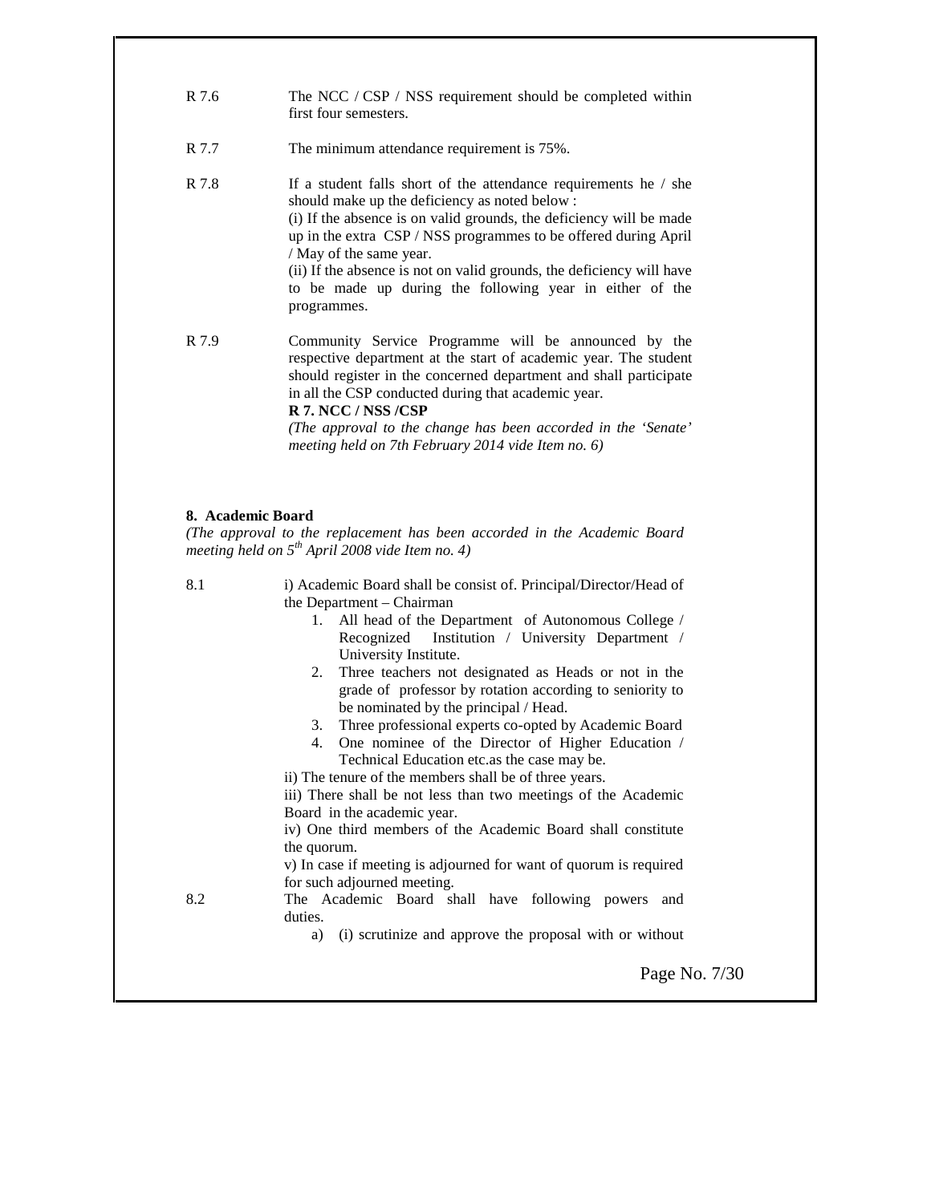R 7.6 The NCC / CSP / NSS requirement should be completed within first four semesters.

R 7.7 The minimum attendance requirement is 75%.

R 7.8 If a student falls short of the attendance requirements he / she should make up the deficiency as noted below :
(i) If the absence is on valid grounds, the deficiency will be made up in the extra CSP / NSS programmes to be offered during April / May of the same year.
(ii) If the absence is not on valid grounds, the deficiency will have to be made up during the following year in either of the programmes.

R 7.9 Community Service Programme will be announced by the respective department at the start of academic year. The student should register in the concerned department and shall participate in all the CSP conducted during that academic year.
**R 7. NCC / NSS /CSP**
*(The approval to the change has been accorded in the 'Senate' meeting held on 7th February 2014 vide Item no. 6)*

### 8. Academic Board

*(The approval to the replacement has been accorded in the Academic Board meeting held on 5th April 2008 vide Item no. 4)*

8.1 i) Academic Board shall be consist of. Principal/Director/Head of the Department – Chairman

1. All head of the Department of Autonomous College / Recognized Institution / University Department / University Institute.
2. Three teachers not designated as Heads or not in the grade of professor by rotation according to seniority to be nominated by the principal / Head.
3. Three professional experts co-opted by Academic Board
4. One nominee of the Director of Higher Education / Technical Education etc.as the case may be.

ii) The tenure of the members shall be of three years.
iii) There shall be not less than two meetings of the Academic Board in the academic year.
iv) One third members of the Academic Board shall constitute the quorum.
v) In case if meeting is adjourned for want of quorum is required for such adjourned meeting.

8.2 The Academic Board shall have following powers and duties.

a) (i) scrutinize and approve the proposal with or without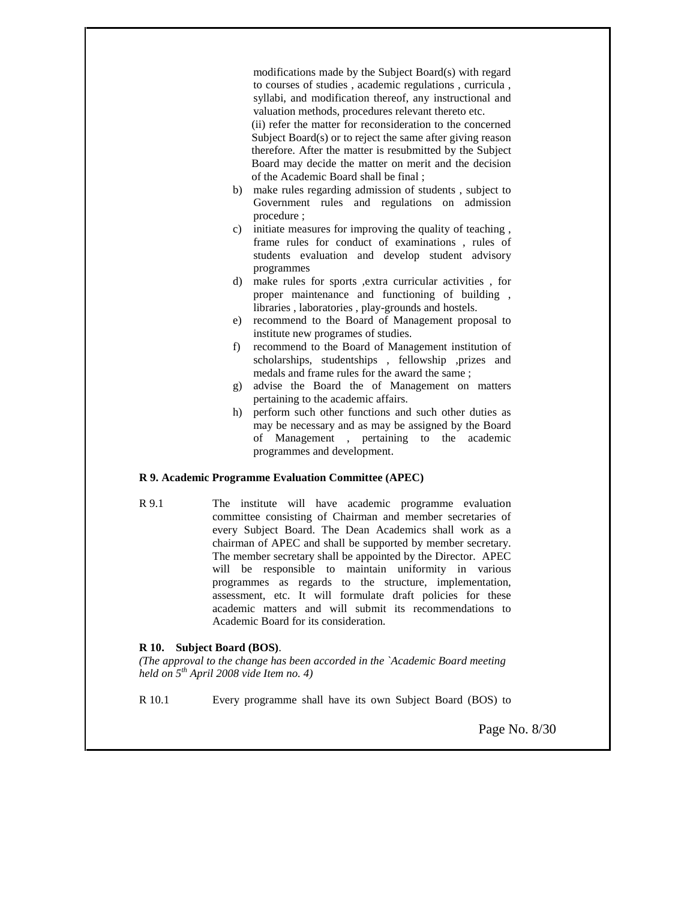modifications made by the Subject Board(s) with regard to courses of studies , academic regulations , curricula , syllabi, and modification thereof, any instructional and valuation methods, procedures relevant thereto etc.

(ii) refer the matter for reconsideration to the concerned Subject Board(s) or to reject the same after giving reason therefore. After the matter is resubmitted by the Subject Board may decide the matter on merit and the decision of the Academic Board shall be final ;

b) make rules regarding admission of students , subject to Government rules and regulations on admission procedure ;

c) initiate measures for improving the quality of teaching , frame rules for conduct of examinations , rules of students evaluation and develop student advisory programmes

d) make rules for sports ,extra curricular activities , for proper maintenance and functioning of building , libraries , laboratories , play-grounds and hostels.

e) recommend to the Board of Management proposal to institute new programes of studies.

f) recommend to the Board of Management institution of scholarships, studentships , fellowship ,prizes and medals and frame rules for the award the same ;

g) advise the Board the of Management on matters pertaining to the academic affairs.

h) perform such other functions and such other duties as may be necessary and as may be assigned by the Board of Management , pertaining to the academic programmes and development.

**R 9. Academic Programme Evaluation Committee (APEC)**

R 9.1 The institute will have academic programme evaluation committee consisting of Chairman and member secretaries of every Subject Board. The Dean Academics shall work as a chairman of APEC and shall be supported by member secretary. The member secretary shall be appointed by the Director. APEC will be responsible to maintain uniformity in various programmes as regards to the structure, implementation, assessment, etc. It will formulate draft policies for these academic matters and will submit its recommendations to Academic Board for its consideration.

**R 10. Subject Board (BOS)**.

*(The approval to the change has been accorded in the `Academic Board meeting held on 5th April 2008 vide Item no. 4)*

R 10.1 Every programme shall have its own Subject Board (BOS) to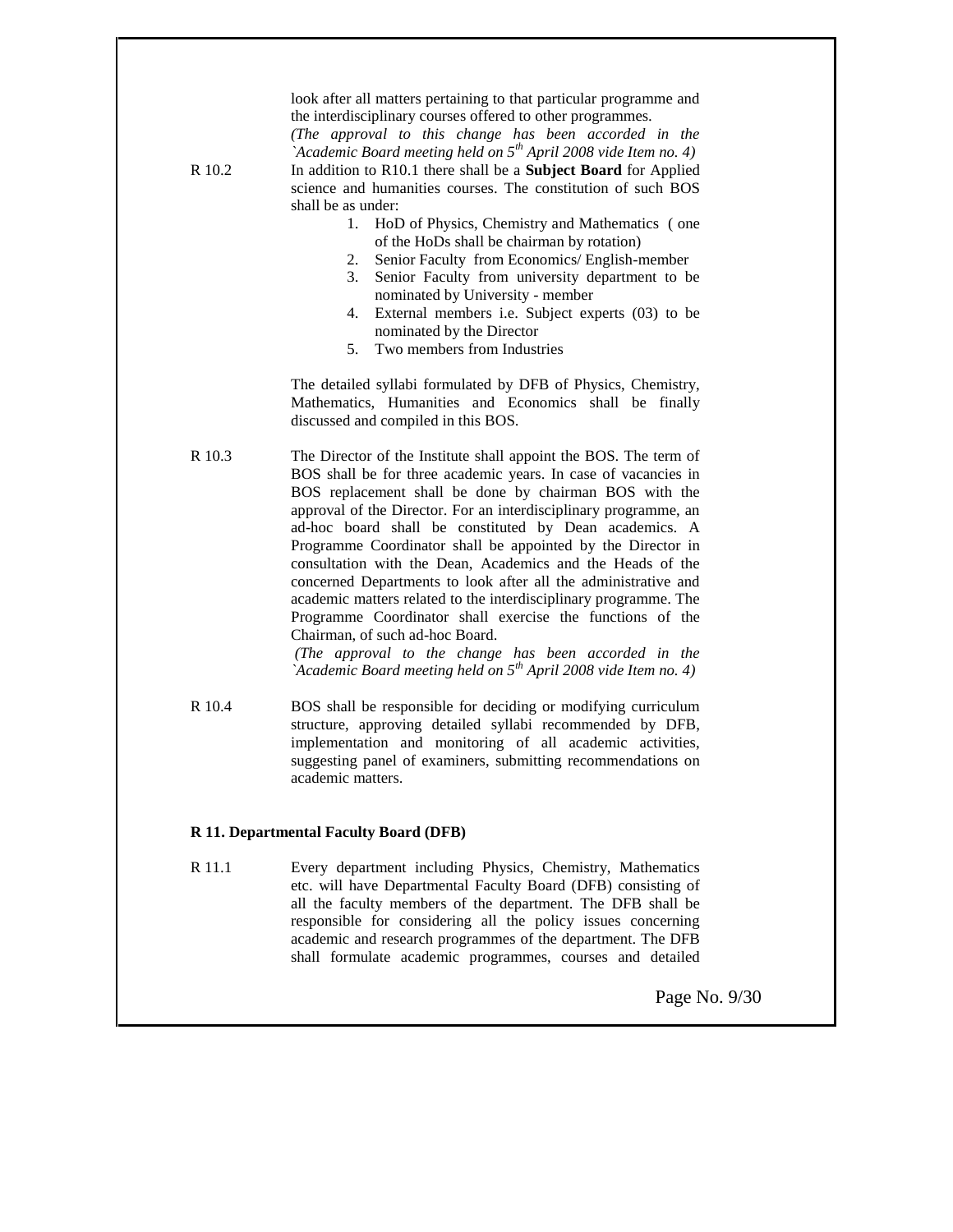look after all matters pertaining to that particular programme and the interdisciplinary courses offered to other programmes.

*(The approval to this change has been accorded in the `Academic Board meeting held on 5th April 2008 vide Item no. 4)*

R 10.2 In addition to R10.1 there shall be a **Subject Board** for Applied science and humanities courses. The constitution of such BOS shall be as under:

1. HoD of Physics, Chemistry and Mathematics ( one of the HoDs shall be chairman by rotation)
2. Senior Faculty from Economics/ English-member
3. Senior Faculty from university department to be nominated by University - member
4. External members i.e. Subject experts (03) to be nominated by the Director
5. Two members from Industries

The detailed syllabi formulated by DFB of Physics, Chemistry, Mathematics, Humanities and Economics shall be finally discussed and compiled in this BOS.

R 10.3 The Director of the Institute shall appoint the BOS. The term of BOS shall be for three academic years. In case of vacancies in BOS replacement shall be done by chairman BOS with the approval of the Director. For an interdisciplinary programme, an ad-hoc board shall be constituted by Dean academics. A Programme Coordinator shall be appointed by the Director in consultation with the Dean, Academics and the Heads of the concerned Departments to look after all the administrative and academic matters related to the interdisciplinary programme. The Programme Coordinator shall exercise the functions of the Chairman, of such ad-hoc Board.

*(The approval to the change has been accorded in the `Academic Board meeting held on 5th April 2008 vide Item no. 4)*

R 10.4 BOS shall be responsible for deciding or modifying curriculum structure, approving detailed syllabi recommended by DFB, implementation and monitoring of all academic activities, suggesting panel of examiners, submitting recommendations on academic matters.

## R 11. Departmental Faculty Board (DFB)

R 11.1 Every department including Physics, Chemistry, Mathematics etc. will have Departmental Faculty Board (DFB) consisting of all the faculty members of the department. The DFB shall be responsible for considering all the policy issues concerning academic and research programmes of the department. The DFB shall formulate academic programmes, courses and detailed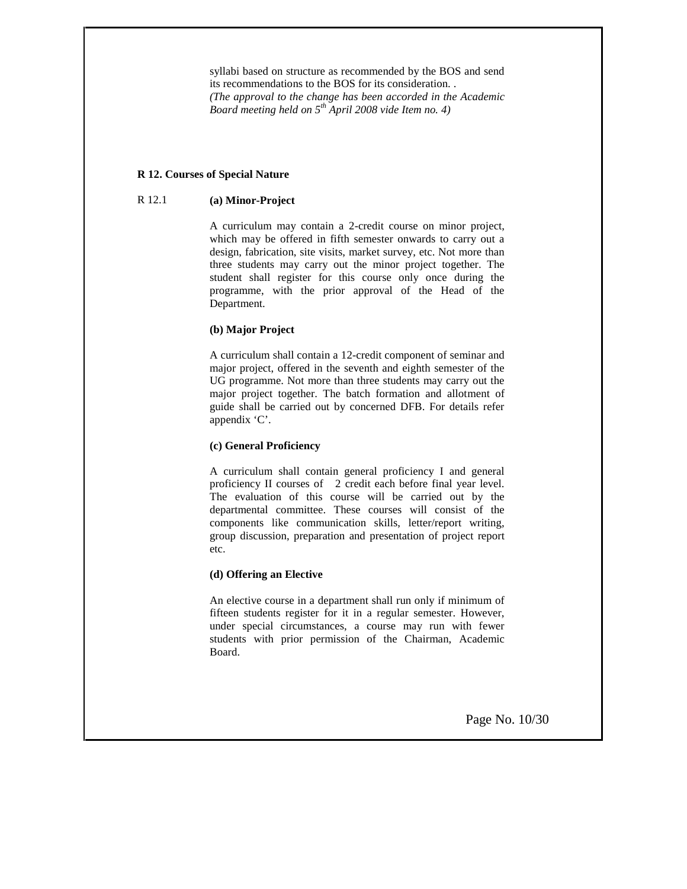syllabi based on structure as recommended by the BOS and send its recommendations to the BOS for its consideration. .
*(The approval to the change has been accorded in the Academic Board meeting held on 5th April 2008 vide Item no. 4)*

## R 12. Courses of Special Nature

R 12.1 **(a) Minor-Project**

A curriculum may contain a 2-credit course on minor project, which may be offered in fifth semester onwards to carry out a design, fabrication, site visits, market survey, etc. Not more than three students may carry out the minor project together. The student shall register for this course only once during the programme, with the prior approval of the Head of the Department.

**(b) Major Project**

A curriculum shall contain a 12-credit component of seminar and major project, offered in the seventh and eighth semester of the UG programme. Not more than three students may carry out the major project together. The batch formation and allotment of guide shall be carried out by concerned DFB. For details refer appendix 'C'.

**(c) General Proficiency**

A curriculum shall contain general proficiency I and general proficiency II courses of 2 credit each before final year level. The evaluation of this course will be carried out by the departmental committee. These courses will consist of the components like communication skills, letter/report writing, group discussion, preparation and presentation of project report etc.

**(d) Offering an Elective**

An elective course in a department shall run only if minimum of fifteen students register for it in a regular semester. However, under special circumstances, a course may run with fewer students with prior permission of the Chairman, Academic Board.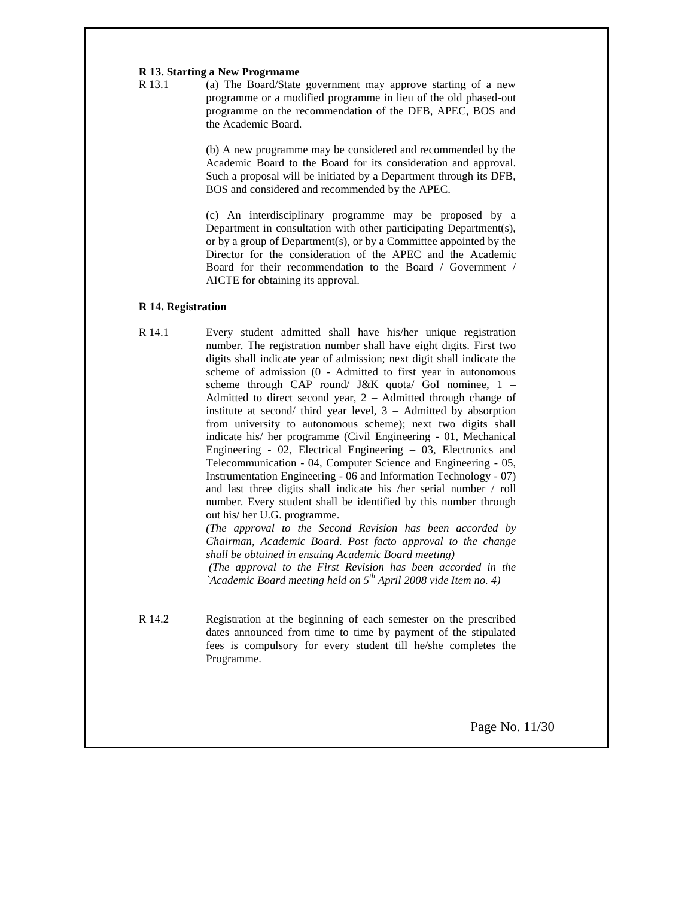**R 13. Starting a New Progrmame**

R 13.1 (a) The Board/State government may approve starting of a new programme or a modified programme in lieu of the old phased-out programme on the recommendation of the DFB, APEC, BOS and the Academic Board.

(b) A new programme may be considered and recommended by the Academic Board to the Board for its consideration and approval. Such a proposal will be initiated by a Department through its DFB, BOS and considered and recommended by the APEC.

(c) An interdisciplinary programme may be proposed by a Department in consultation with other participating Department(s), or by a group of Department(s), or by a Committee appointed by the Director for the consideration of the APEC and the Academic Board for their recommendation to the Board / Government / AICTE for obtaining its approval.

**R 14. Registration**

R 14.1 Every student admitted shall have his/her unique registration number. The registration number shall have eight digits. First two digits shall indicate year of admission; next digit shall indicate the scheme of admission (0 - Admitted to first year in autonomous scheme through CAP round/ J&K quota/ GoI nominee, 1 – Admitted to direct second year, 2 – Admitted through change of institute at second/ third year level, 3 – Admitted by absorption from university to autonomous scheme); next two digits shall indicate his/ her programme (Civil Engineering - 01, Mechanical Engineering - 02, Electrical Engineering – 03, Electronics and Telecommunication - 04, Computer Science and Engineering - 05, Instrumentation Engineering - 06 and Information Technology - 07) and last three digits shall indicate his /her serial number / roll number. Every student shall be identified by this number through out his/ her U.G. programme.

*(The approval to the Second Revision has been accorded by Chairman, Academic Board. Post facto approval to the change shall be obtained in ensuing Academic Board meeting)*

*(The approval to the First Revision has been accorded in the `Academic Board meeting held on 5th April 2008 vide Item no. 4)*

R 14.2 Registration at the beginning of each semester on the prescribed dates announced from time to time by payment of the stipulated fees is compulsory for every student till he/she completes the Programme.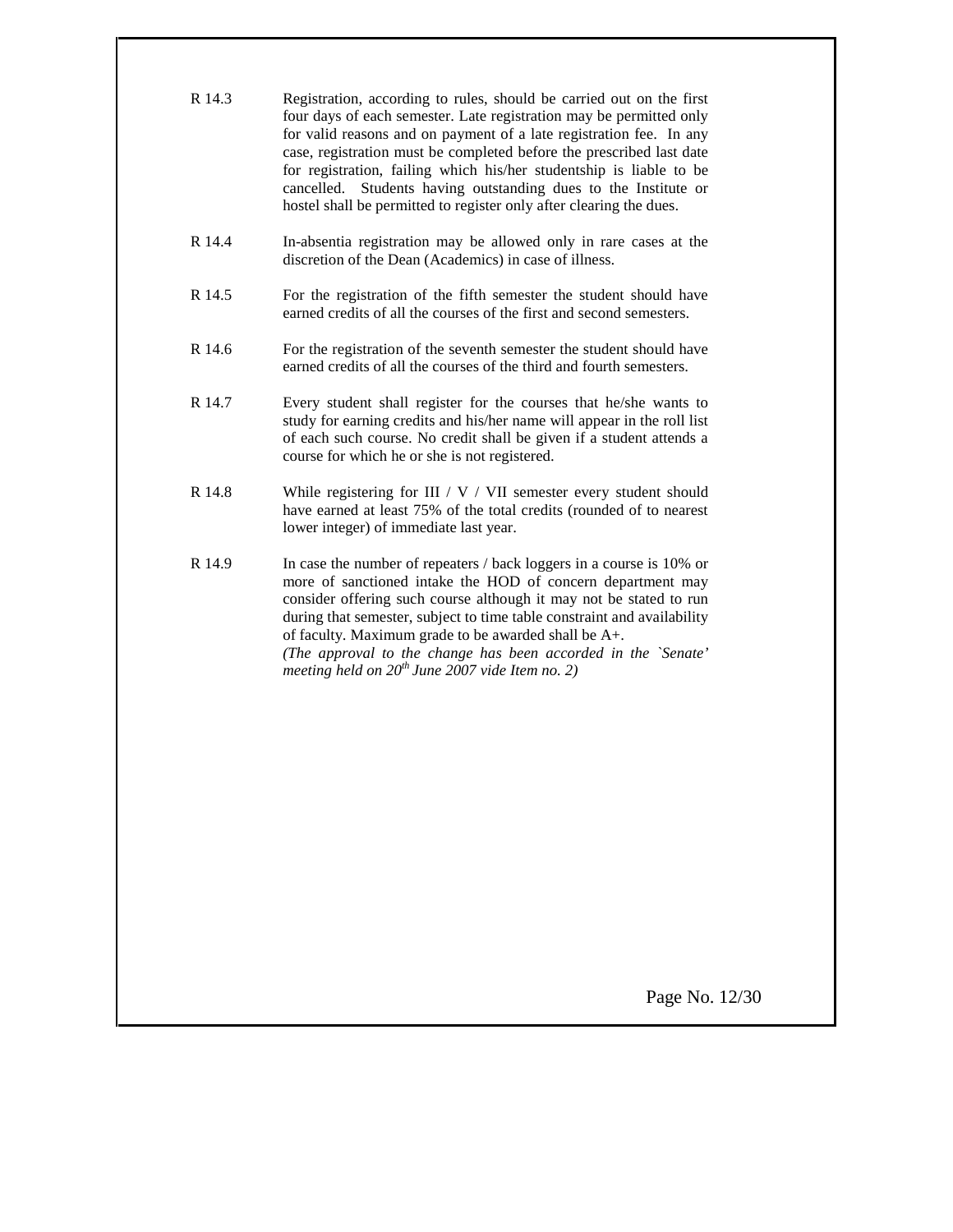R 14.3 Registration, according to rules, should be carried out on the first four days of each semester. Late registration may be permitted only for valid reasons and on payment of a late registration fee. In any case, registration must be completed before the prescribed last date for registration, failing which his/her studentship is liable to be cancelled. Students having outstanding dues to the Institute or hostel shall be permitted to register only after clearing the dues.

R 14.4 In-absentia registration may be allowed only in rare cases at the discretion of the Dean (Academics) in case of illness.

R 14.5 For the registration of the fifth semester the student should have earned credits of all the courses of the first and second semesters.

R 14.6 For the registration of the seventh semester the student should have earned credits of all the courses of the third and fourth semesters.

R 14.7 Every student shall register for the courses that he/she wants to study for earning credits and his/her name will appear in the roll list of each such course. No credit shall be given if a student attends a course for which he or she is not registered.

R 14.8 While registering for III / V / VII semester every student should have earned at least 75% of the total credits (rounded of to nearest lower integer) of immediate last year.

R 14.9 In case the number of repeaters / back loggers in a course is 10% or more of sanctioned intake the HOD of concern department may consider offering such course although it may not be stated to run during that semester, subject to time table constraint and availability of faculty. Maximum grade to be awarded shall be A+.
*(The approval to the change has been accorded in the `Senate' meeting held on 20th June 2007 vide Item no. 2)*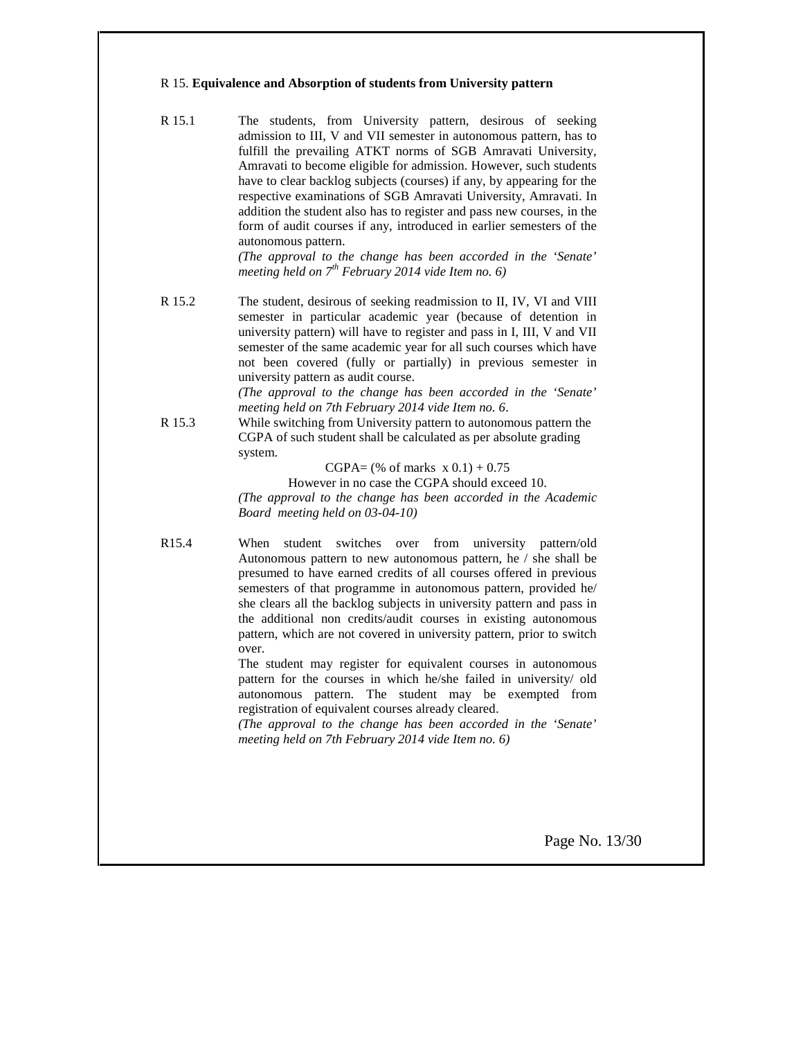R 15. **Equivalence and Absorption of students from University pattern**

R 15.1 The students, from University pattern, desirous of seeking admission to III, V and VII semester in autonomous pattern, has to fulfill the prevailing ATKT norms of SGB Amravati University, Amravati to become eligible for admission. However, such students have to clear backlog subjects (courses) if any, by appearing for the respective examinations of SGB Amravati University, Amravati. In addition the student also has to register and pass new courses, in the form of audit courses if any, introduced in earlier semesters of the autonomous pattern.

*(The approval to the change has been accorded in the 'Senate' meeting held on 7th February 2014 vide Item no. 6)*

R 15.2 The student, desirous of seeking readmission to II, IV, VI and VIII semester in particular academic year (because of detention in university pattern) will have to register and pass in I, III, V and VII semester of the same academic year for all such courses which have not been covered (fully or partially) in previous semester in university pattern as audit course.

*(The approval to the change has been accorded in the 'Senate' meeting held on 7th February 2014 vide Item no. 6.*

R 15.3 While switching from University pattern to autonomous pattern the CGPA of such student shall be calculated as per absolute grading system.

$$\text{CGPA} = (\% \text{ of marks } \times 0.1) + 0.75$$

However in no case the CGPA should exceed 10.

*(The approval to the change has been accorded in the Academic Board meeting held on 03-04-10)*

R15.4 When student switches over from university pattern/old Autonomous pattern to new autonomous pattern, he / she shall be presumed to have earned credits of all courses offered in previous semesters of that programme in autonomous pattern, provided he/ she clears all the backlog subjects in university pattern and pass in the additional non credits/audit courses in existing autonomous pattern, which are not covered in university pattern, prior to switch over.

The student may register for equivalent courses in autonomous pattern for the courses in which he/she failed in university/ old autonomous pattern. The student may be exempted from registration of equivalent courses already cleared.

*(The approval to the change has been accorded in the 'Senate' meeting held on 7th February 2014 vide Item no. 6)*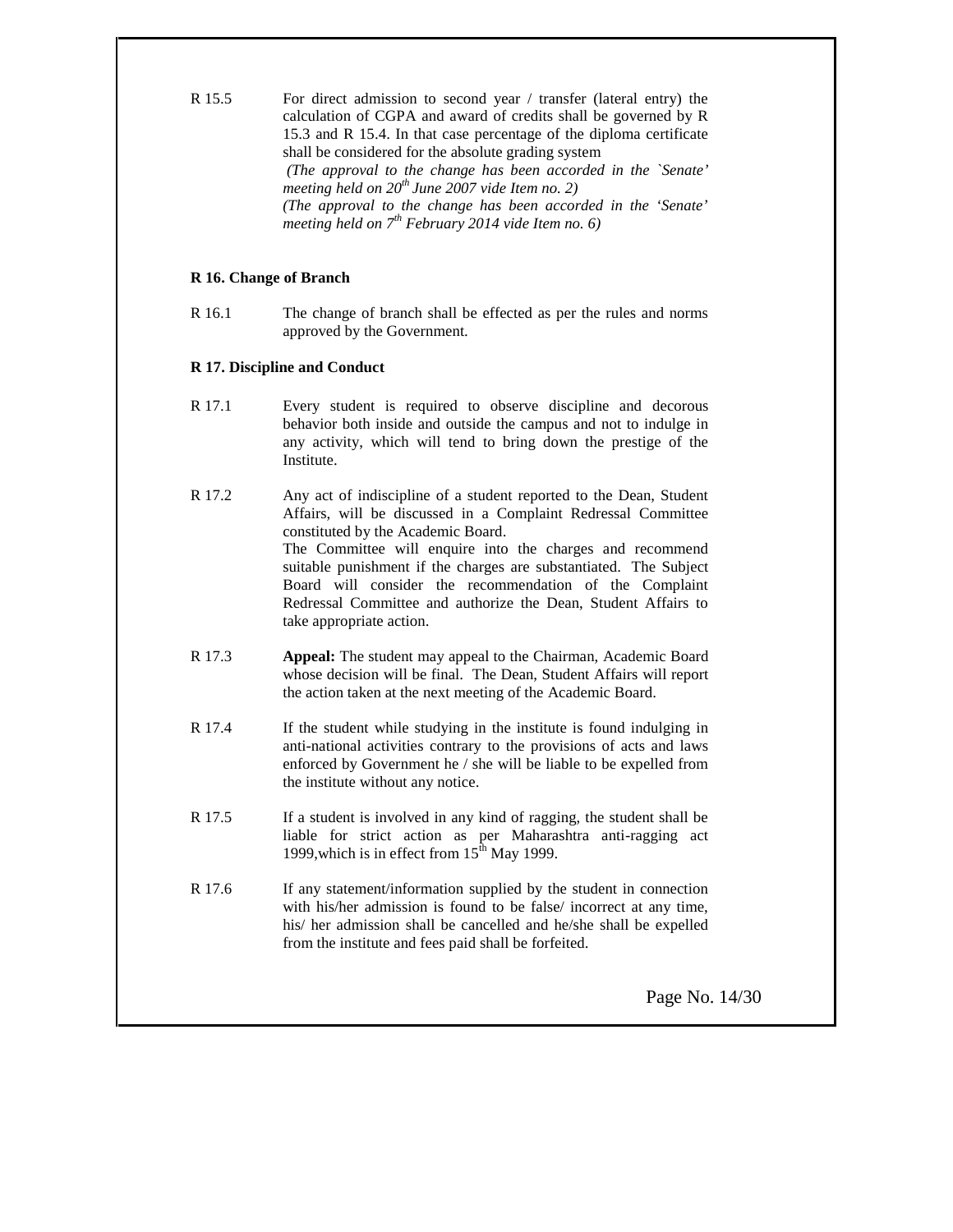R 15.5 For direct admission to second year / transfer (lateral entry) the calculation of CGPA and award of credits shall be governed by R 15.3 and R 15.4. In that case percentage of the diploma certificate shall be considered for the absolute grading system

*(The approval to the change has been accorded in the `Senate' meeting held on 20th June 2007 vide Item no. 2)*

*(The approval to the change has been accorded in the 'Senate' meeting held on 7th February 2014 vide Item no. 6)*

**R 16. Change of Branch**

R 16.1 The change of branch shall be effected as per the rules and norms approved by the Government.

**R 17. Discipline and Conduct**

R 17.1 Every student is required to observe discipline and decorous behavior both inside and outside the campus and not to indulge in any activity, which will tend to bring down the prestige of the Institute.

R 17.2 Any act of indiscipline of a student reported to the Dean, Student Affairs, will be discussed in a Complaint Redressal Committee constituted by the Academic Board.

The Committee will enquire into the charges and recommend suitable punishment if the charges are substantiated. The Subject Board will consider the recommendation of the Complaint Redressal Committee and authorize the Dean, Student Affairs to take appropriate action.

R 17.3 **Appeal:** The student may appeal to the Chairman, Academic Board whose decision will be final. The Dean, Student Affairs will report the action taken at the next meeting of the Academic Board.

R 17.4 If the student while studying in the institute is found indulging in anti-national activities contrary to the provisions of acts and laws enforced by Government he / she will be liable to be expelled from the institute without any notice.

R 17.5 If a student is involved in any kind of ragging, the student shall be liable for strict action as per Maharashtra anti-ragging act 1999,which is in effect from 15th May 1999.

R 17.6 If any statement/information supplied by the student in connection with his/her admission is found to be false/ incorrect at any time, his/ her admission shall be cancelled and he/she shall be expelled from the institute and fees paid shall be forfeited.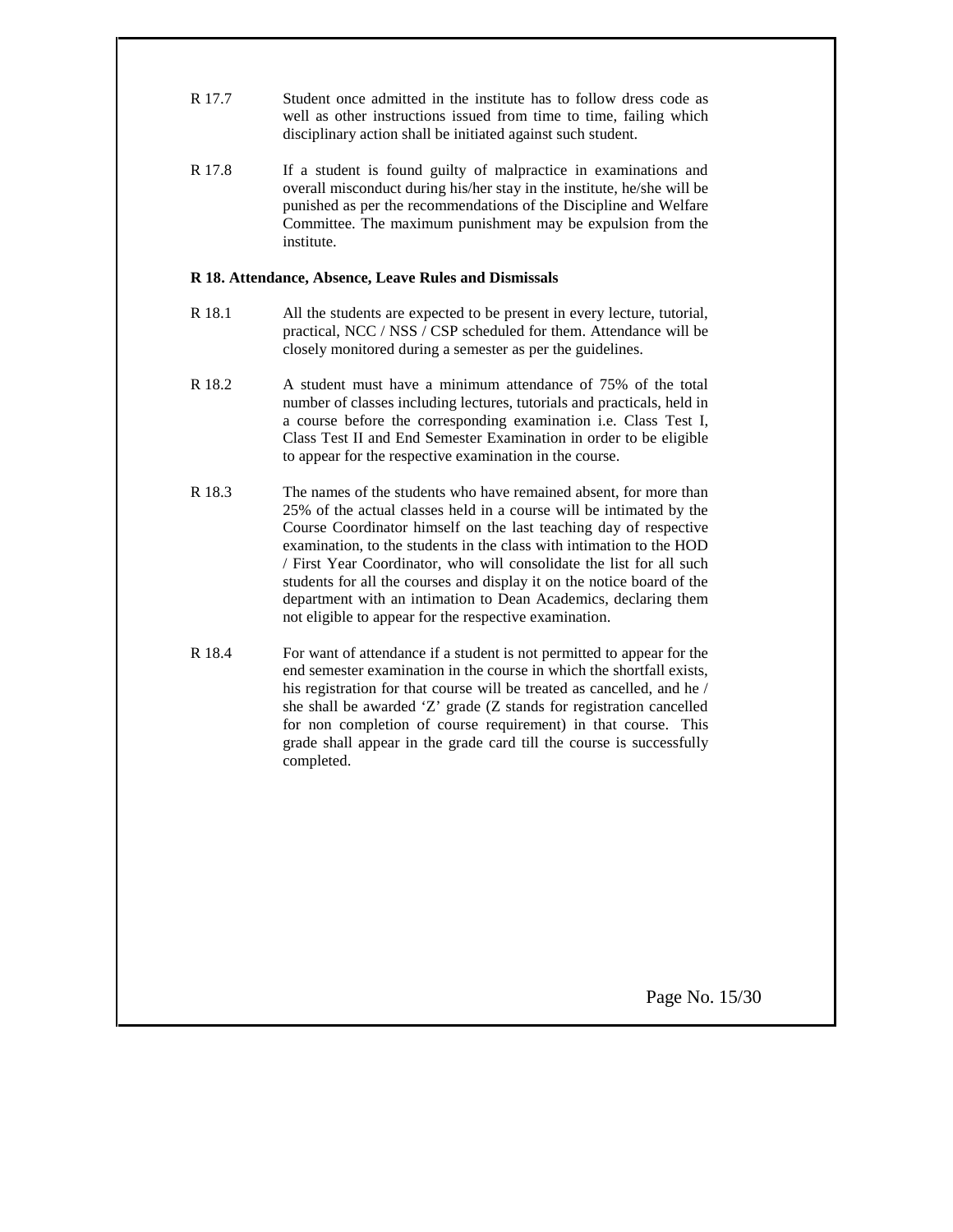R 17.7 Student once admitted in the institute has to follow dress code as well as other instructions issued from time to time, failing which disciplinary action shall be initiated against such student.

R 17.8 If a student is found guilty of malpractice in examinations and overall misconduct during his/her stay in the institute, he/she will be punished as per the recommendations of the Discipline and Welfare Committee. The maximum punishment may be expulsion from the institute.

**R 18. Attendance, Absence, Leave Rules and Dismissals**

R 18.1 All the students are expected to be present in every lecture, tutorial, practical, NCC / NSS / CSP scheduled for them. Attendance will be closely monitored during a semester as per the guidelines.

R 18.2 A student must have a minimum attendance of 75% of the total number of classes including lectures, tutorials and practicals, held in a course before the corresponding examination i.e. Class Test I, Class Test II and End Semester Examination in order to be eligible to appear for the respective examination in the course.

R 18.3 The names of the students who have remained absent, for more than 25% of the actual classes held in a course will be intimated by the Course Coordinator himself on the last teaching day of respective examination, to the students in the class with intimation to the HOD / First Year Coordinator, who will consolidate the list for all such students for all the courses and display it on the notice board of the department with an intimation to Dean Academics, declaring them not eligible to appear for the respective examination.

R 18.4 For want of attendance if a student is not permitted to appear for the end semester examination in the course in which the shortfall exists, his registration for that course will be treated as cancelled, and he / she shall be awarded 'Z' grade (Z stands for registration cancelled for non completion of course requirement) in that course. This grade shall appear in the grade card till the course is successfully completed.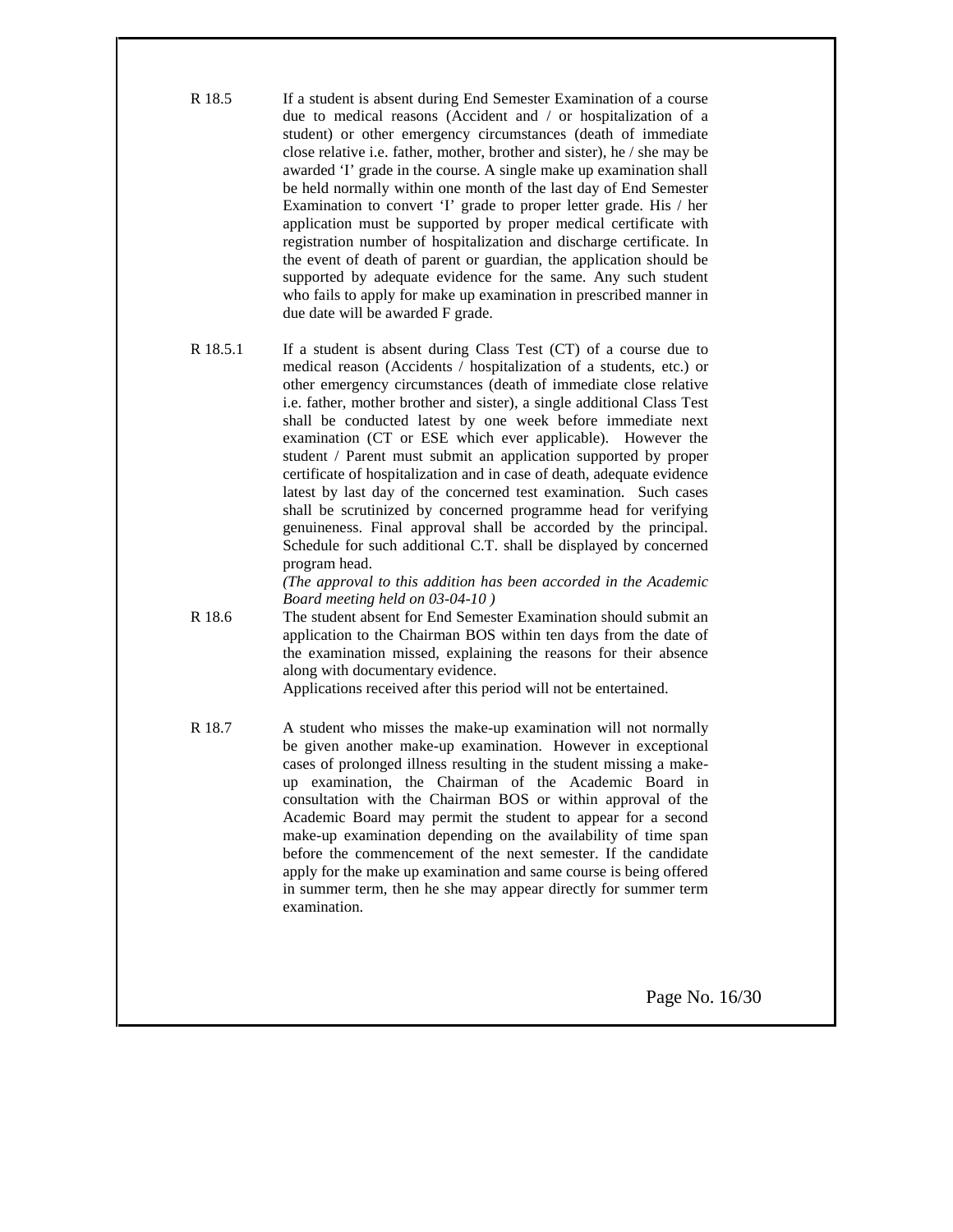**R 18.5** If a student is absent during End Semester Examination of a course due to medical reasons (Accident and / or hospitalization of a student) or other emergency circumstances (death of immediate close relative i.e. father, mother, brother and sister), he / she may be awarded 'I' grade in the course. A single make up examination shall be held normally within one month of the last day of End Semester Examination to convert 'I' grade to proper letter grade. His / her application must be supported by proper medical certificate with registration number of hospitalization and discharge certificate. In the event of death of parent or guardian, the application should be supported by adequate evidence for the same. Any such student who fails to apply for make up examination in prescribed manner in due date will be awarded F grade.

**R 18.5.1** If a student is absent during Class Test (CT) of a course due to medical reason (Accidents / hospitalization of a students, etc.) or other emergency circumstances (death of immediate close relative i.e. father, mother brother and sister), a single additional Class Test shall be conducted latest by one week before immediate next examination (CT or ESE which ever applicable). However the student / Parent must submit an application supported by proper certificate of hospitalization and in case of death, adequate evidence latest by last day of the concerned test examination. Such cases shall be scrutinized by concerned programme head for verifying genuineness. Final approval shall be accorded by the principal. Schedule for such additional C.T. shall be displayed by concerned program head.

*(The approval to this addition has been accorded in the Academic Board meeting held on 03-04-10 )*

**R 18.6** The student absent for End Semester Examination should submit an application to the Chairman BOS within ten days from the date of the examination missed, explaining the reasons for their absence along with documentary evidence.

Applications received after this period will not be entertained.

**R 18.7** A student who misses the make-up examination will not normally be given another make-up examination. However in exceptional cases of prolonged illness resulting in the student missing a make-up examination, the Chairman of the Academic Board in consultation with the Chairman BOS or within approval of the Academic Board may permit the student to appear for a second make-up examination depending on the availability of time span before the commencement of the next semester. If the candidate apply for the make up examination and same course is being offered in summer term, then he she may appear directly for summer term examination.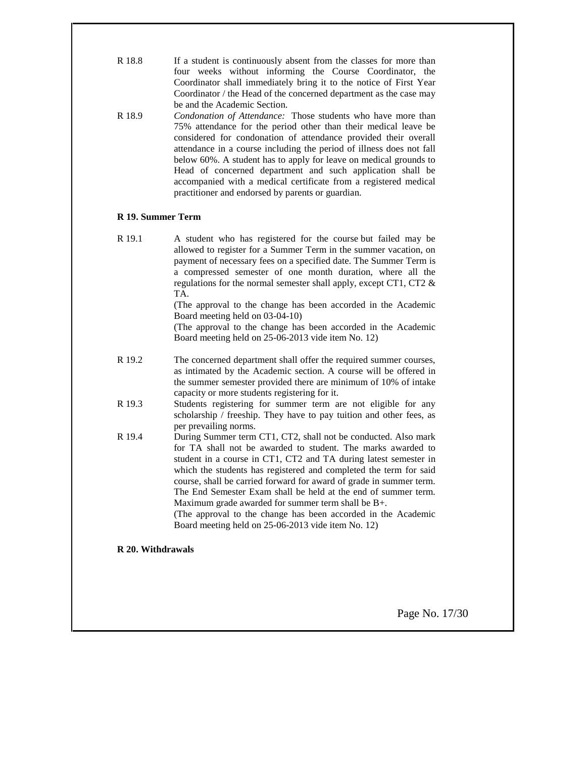R 18.8 If a student is continuously absent from the classes for more than four weeks without informing the Course Coordinator, the Coordinator shall immediately bring it to the notice of First Year Coordinator / the Head of the concerned department as the case may be and the Academic Section.

R 18.9 *Condonation of Attendance:* Those students who have more than 75% attendance for the period other than their medical leave be considered for condonation of attendance provided their overall attendance in a course including the period of illness does not fall below 60%. A student has to apply for leave on medical grounds to Head of concerned department and such application shall be accompanied with a medical certificate from a registered medical practitioner and endorsed by parents or guardian.

**R 19. Summer Term**

R 19.1 A student who has registered for the course but failed may be allowed to register for a Summer Term in the summer vacation, on payment of necessary fees on a specified date. The Summer Term is a compressed semester of one month duration, where all the regulations for the normal semester shall apply, except CT1, CT2 & TA.

(The approval to the change has been accorded in the Academic Board meeting held on 03-04-10)

(The approval to the change has been accorded in the Academic Board meeting held on 25-06-2013 vide item No. 12)

R 19.2 The concerned department shall offer the required summer courses, as intimated by the Academic section. A course will be offered in the summer semester provided there are minimum of 10% of intake capacity or more students registering for it.

R 19.3 Students registering for summer term are not eligible for any scholarship / freeship. They have to pay tuition and other fees, as per prevailing norms.

R 19.4 During Summer term CT1, CT2, shall not be conducted. Also mark for TA shall not be awarded to student. The marks awarded to student in a course in CT1, CT2 and TA during latest semester in which the students has registered and completed the term for said course, shall be carried forward for award of grade in summer term. The End Semester Exam shall be held at the end of summer term. Maximum grade awarded for summer term shall be B+.

(The approval to the change has been accorded in the Academic Board meeting held on 25-06-2013 vide item No. 12)

**R 20. Withdrawals**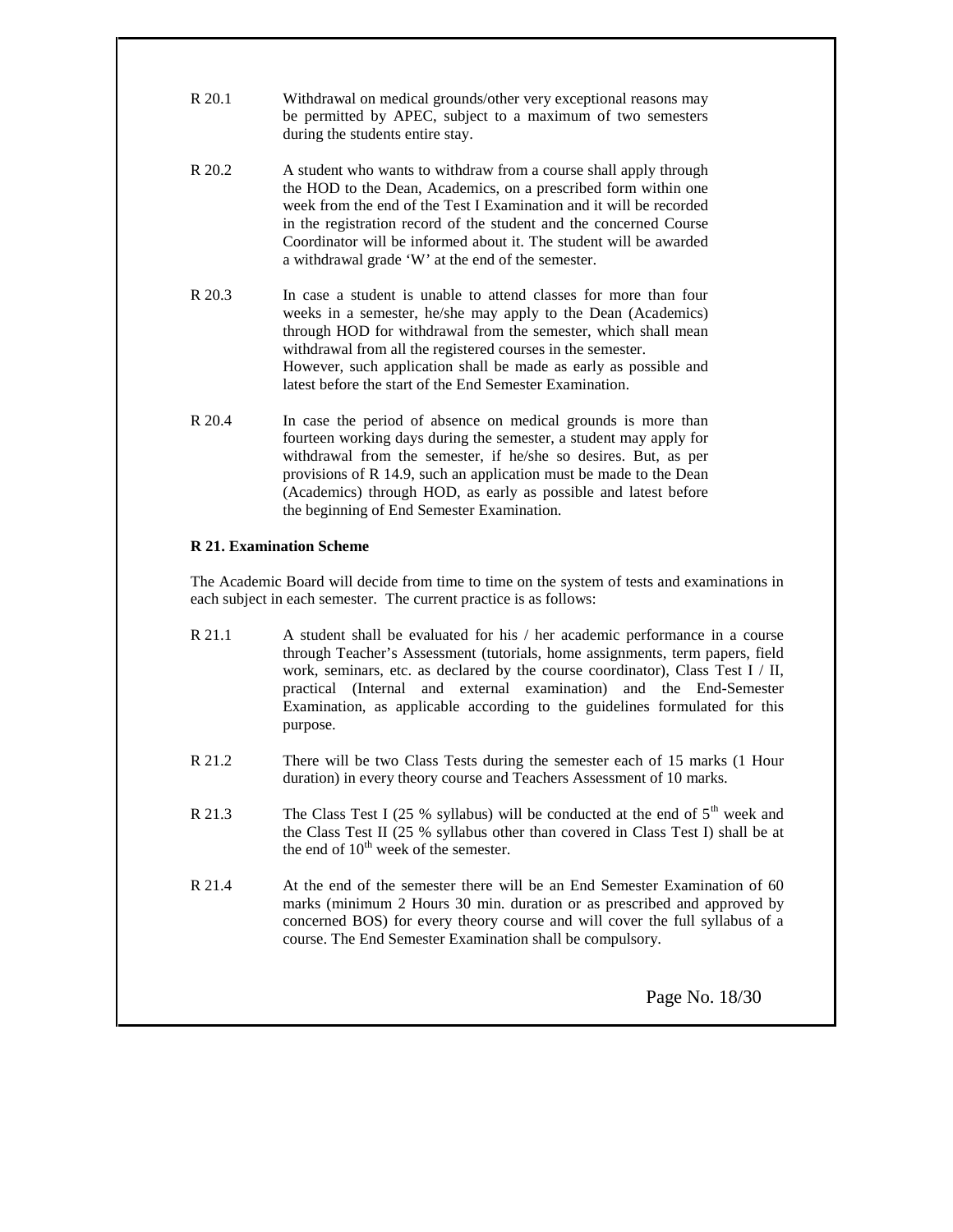R 20.1 Withdrawal on medical grounds/other very exceptional reasons may be permitted by APEC, subject to a maximum of two semesters during the students entire stay.

R 20.2 A student who wants to withdraw from a course shall apply through the HOD to the Dean, Academics, on a prescribed form within one week from the end of the Test I Examination and it will be recorded in the registration record of the student and the concerned Course Coordinator will be informed about it. The student will be awarded a withdrawal grade 'W' at the end of the semester.

R 20.3 In case a student is unable to attend classes for more than four weeks in a semester, he/she may apply to the Dean (Academics) through HOD for withdrawal from the semester, which shall mean withdrawal from all the registered courses in the semester. However, such application shall be made as early as possible and latest before the start of the End Semester Examination.

R 20.4 In case the period of absence on medical grounds is more than fourteen working days during the semester, a student may apply for withdrawal from the semester, if he/she so desires. But, as per provisions of R 14.9, such an application must be made to the Dean (Academics) through HOD, as early as possible and latest before the beginning of End Semester Examination.

**R 21. Examination Scheme**

The Academic Board will decide from time to time on the system of tests and examinations in each subject in each semester. The current practice is as follows:

R 21.1 A student shall be evaluated for his / her academic performance in a course through Teacher's Assessment (tutorials, home assignments, term papers, field work, seminars, etc. as declared by the course coordinator), Class Test I / II, practical (Internal and external examination) and the End-Semester Examination, as applicable according to the guidelines formulated for this purpose.

R 21.2 There will be two Class Tests during the semester each of 15 marks (1 Hour duration) in every theory course and Teachers Assessment of 10 marks.

R 21.3 The Class Test I (25 % syllabus) will be conducted at the end of 5th week and the Class Test II (25 % syllabus other than covered in Class Test I) shall be at the end of 10th week of the semester.

R 21.4 At the end of the semester there will be an End Semester Examination of 60 marks (minimum 2 Hours 30 min. duration or as prescribed and approved by concerned BOS) for every theory course and will cover the full syllabus of a course. The End Semester Examination shall be compulsory.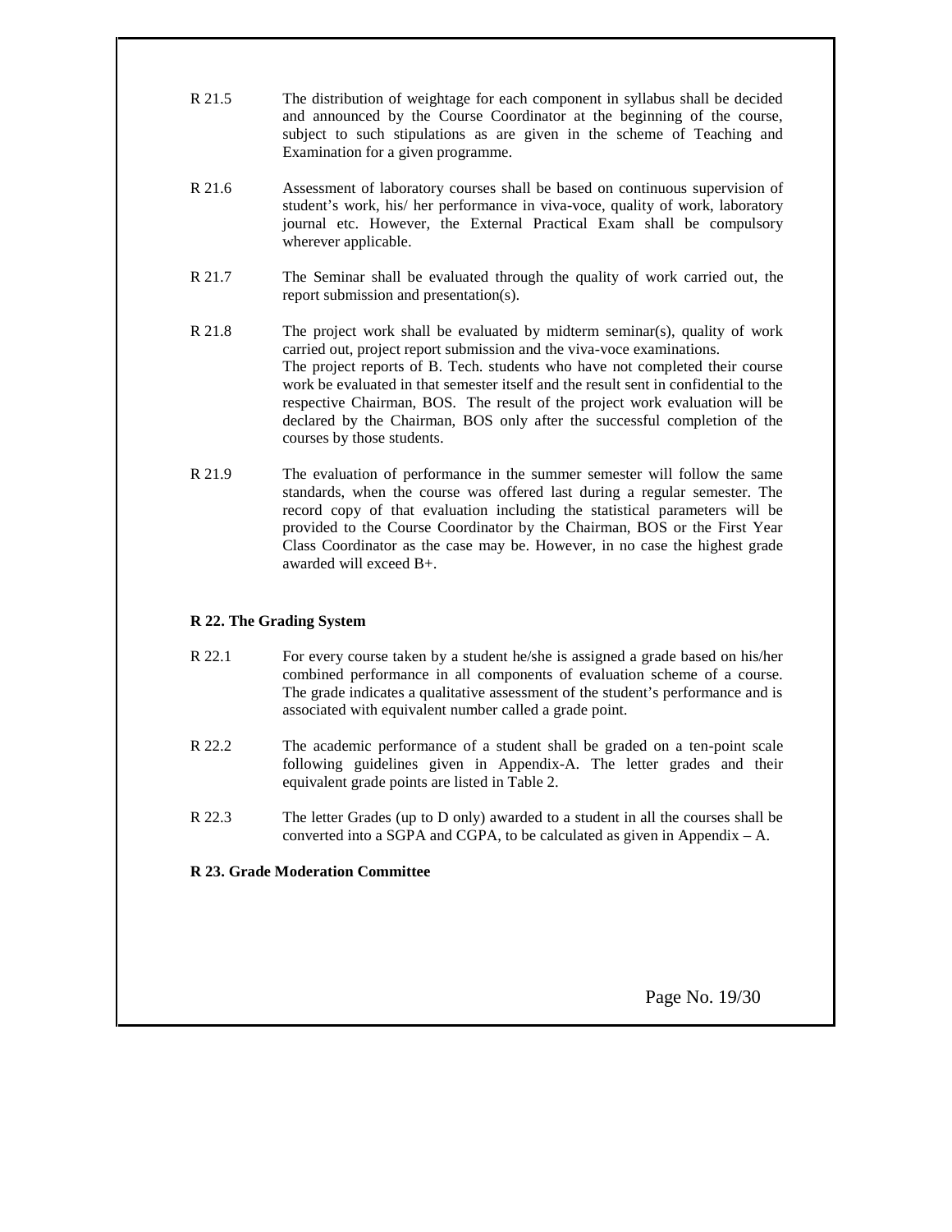R 21.5 The distribution of weightage for each component in syllabus shall be decided and announced by the Course Coordinator at the beginning of the course, subject to such stipulations as are given in the scheme of Teaching and Examination for a given programme.

R 21.6 Assessment of laboratory courses shall be based on continuous supervision of student's work, his/ her performance in viva-voce, quality of work, laboratory journal etc. However, the External Practical Exam shall be compulsory wherever applicable.

R 21.7 The Seminar shall be evaluated through the quality of work carried out, the report submission and presentation(s).

R 21.8 The project work shall be evaluated by midterm seminar(s), quality of work carried out, project report submission and the viva-voce examinations.
The project reports of B. Tech. students who have not completed their course work be evaluated in that semester itself and the result sent in confidential to the respective Chairman, BOS. The result of the project work evaluation will be declared by the Chairman, BOS only after the successful completion of the courses by those students.

R 21.9 The evaluation of performance in the summer semester will follow the same standards, when the course was offered last during a regular semester. The record copy of that evaluation including the statistical parameters will be provided to the Course Coordinator by the Chairman, BOS or the First Year Class Coordinator as the case may be. However, in no case the highest grade awarded will exceed B+.

**R 22. The Grading System**

R 22.1 For every course taken by a student he/she is assigned a grade based on his/her combined performance in all components of evaluation scheme of a course. The grade indicates a qualitative assessment of the student's performance and is associated with equivalent number called a grade point.

R 22.2 The academic performance of a student shall be graded on a ten-point scale following guidelines given in Appendix-A. The letter grades and their equivalent grade points are listed in Table 2.

R 22.3 The letter Grades (up to D only) awarded to a student in all the courses shall be converted into a SGPA and CGPA, to be calculated as given in Appendix – A.

**R 23. Grade Moderation Committee**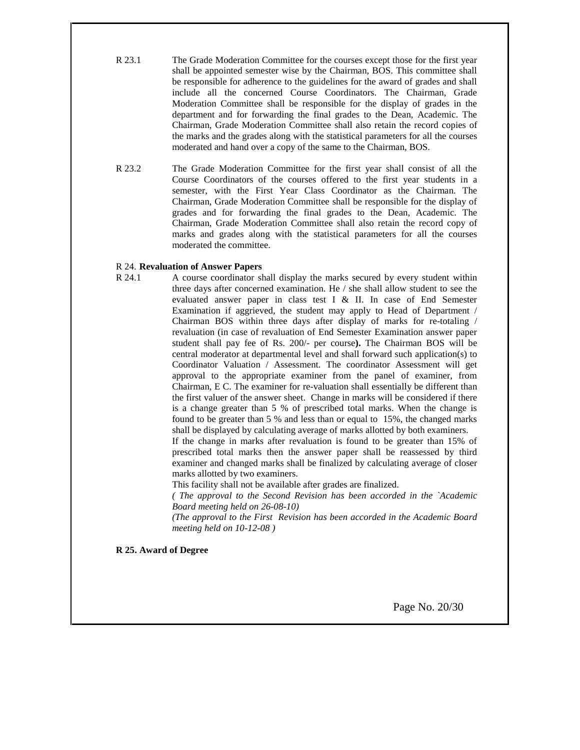R 23.1 The Grade Moderation Committee for the courses except those for the first year shall be appointed semester wise by the Chairman, BOS. This committee shall be responsible for adherence to the guidelines for the award of grades and shall include all the concerned Course Coordinators. The Chairman, Grade Moderation Committee shall be responsible for the display of grades in the department and for forwarding the final grades to the Dean, Academic. The Chairman, Grade Moderation Committee shall also retain the record copies of the marks and the grades along with the statistical parameters for all the courses moderated and hand over a copy of the same to the Chairman, BOS.

R 23.2 The Grade Moderation Committee for the first year shall consist of all the Course Coordinators of the courses offered to the first year students in a semester, with the First Year Class Coordinator as the Chairman. The Chairman, Grade Moderation Committee shall be responsible for the display of grades and for forwarding the final grades to the Dean, Academic. The Chairman, Grade Moderation Committee shall also retain the record copy of marks and grades along with the statistical parameters for all the courses moderated the committee.

R 24. **Revaluation of Answer Papers**

R 24.1 A course coordinator shall display the marks secured by every student within three days after concerned examination. He / she shall allow student to see the evaluated answer paper in class test I & II. In case of End Semester Examination if aggrieved, the student may apply to Head of Department / Chairman BOS within three days after display of marks for re-totaling / revaluation (in case of revaluation of End Semester Examination answer paper student shall pay fee of Rs. 200/- per course**).** The Chairman BOS will be central moderator at departmental level and shall forward such application(s) to Coordinator Valuation / Assessment. The coordinator Assessment will get approval to the appropriate examiner from the panel of examiner, from Chairman, E C. The examiner for re-valuation shall essentially be different than the first valuer of the answer sheet. Change in marks will be considered if there is a change greater than 5 % of prescribed total marks. When the change is found to be greater than 5 % and less than or equal to 15%, the changed marks shall be displayed by calculating average of marks allotted by both examiners.

If the change in marks after revaluation is found to be greater than 15% of prescribed total marks then the answer paper shall be reassessed by third examiner and changed marks shall be finalized by calculating average of closer marks allotted by two examiners.

This facility shall not be available after grades are finalized.

*( The approval to the Second Revision has been accorded in the `Academic Board meeting held on 26-08-10)*

*(The approval to the First Revision has been accorded in the Academic Board meeting held on 10-12-08 )*

**R 25. Award of Degree**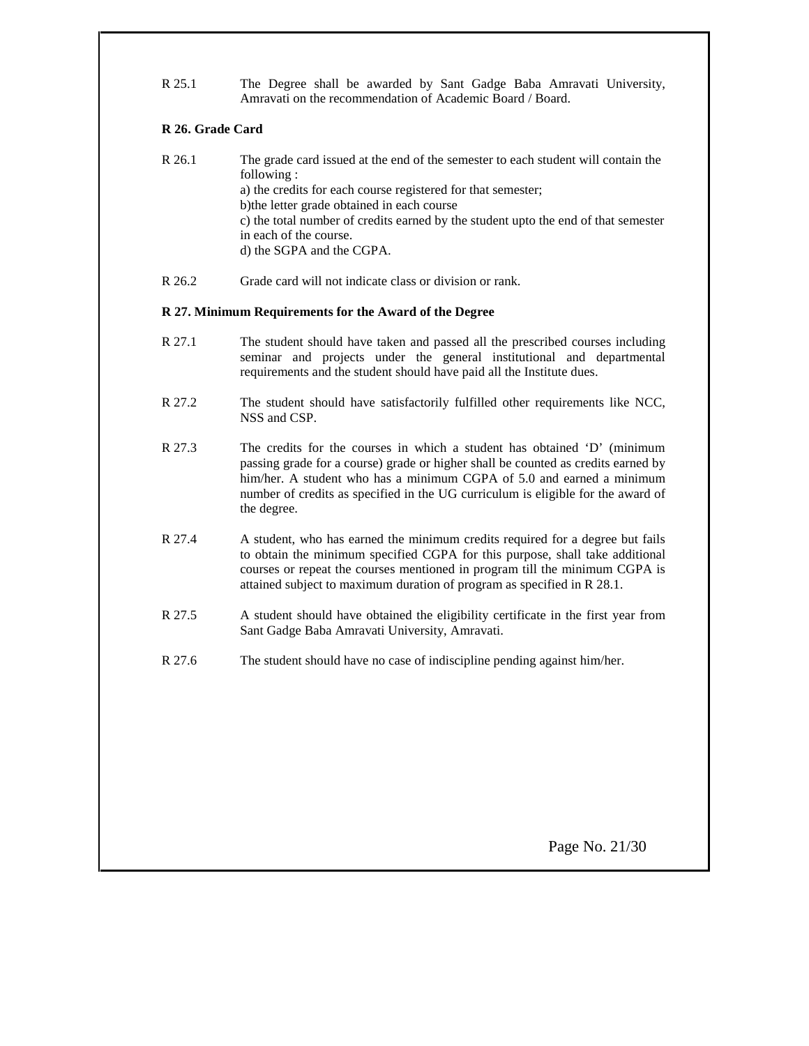R 25.1 The Degree shall be awarded by Sant Gadge Baba Amravati University, Amravati on the recommendation of Academic Board / Board.

**R 26. Grade Card**

R 26.1 The grade card issued at the end of the semester to each student will contain the following :

a) the credits for each course registered for that semester;

b)the letter grade obtained in each course

c) the total number of credits earned by the student upto the end of that semester in each of the course.

d) the SGPA and the CGPA.

R 26.2 Grade card will not indicate class or division or rank.

**R 27. Minimum Requirements for the Award of the Degree**

R 27.1 The student should have taken and passed all the prescribed courses including seminar and projects under the general institutional and departmental requirements and the student should have paid all the Institute dues.

R 27.2 The student should have satisfactorily fulfilled other requirements like NCC, NSS and CSP.

R 27.3 The credits for the courses in which a student has obtained 'D' (minimum passing grade for a course) grade or higher shall be counted as credits earned by him/her. A student who has a minimum CGPA of 5.0 and earned a minimum number of credits as specified in the UG curriculum is eligible for the award of the degree.

R 27.4 A student, who has earned the minimum credits required for a degree but fails to obtain the minimum specified CGPA for this purpose, shall take additional courses or repeat the courses mentioned in program till the minimum CGPA is attained subject to maximum duration of program as specified in R 28.1.

R 27.5 A student should have obtained the eligibility certificate in the first year from Sant Gadge Baba Amravati University, Amravati.

R 27.6 The student should have no case of indiscipline pending against him/her.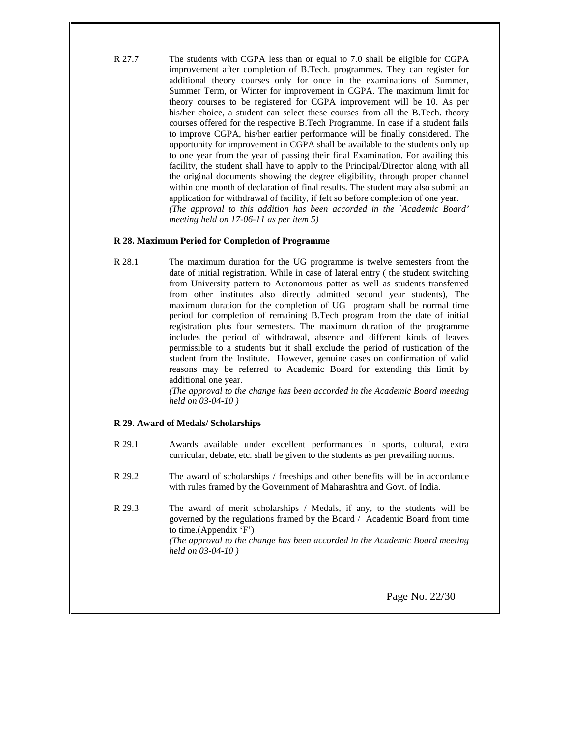R 27.7 The students with CGPA less than or equal to 7.0 shall be eligible for CGPA improvement after completion of B.Tech. programmes. They can register for additional theory courses only for once in the examinations of Summer, Summer Term, or Winter for improvement in CGPA. The maximum limit for theory courses to be registered for CGPA improvement will be 10. As per his/her choice, a student can select these courses from all the B.Tech. theory courses offered for the respective B.Tech Programme. In case if a student fails to improve CGPA, his/her earlier performance will be finally considered. The opportunity for improvement in CGPA shall be available to the students only up to one year from the year of passing their final Examination. For availing this facility, the student shall have to apply to the Principal/Director along with all the original documents showing the degree eligibility, through proper channel within one month of declaration of final results. The student may also submit an application for withdrawal of facility, if felt so before completion of one year.
*(The approval to this addition has been accorded in the `Academic Board' meeting held on 17-06-11 as per item 5)*

**R 28. Maximum Period for Completion of Programme**

R 28.1 The maximum duration for the UG programme is twelve semesters from the date of initial registration. While in case of lateral entry ( the student switching from University pattern to Autonomous patter as well as students transferred from other institutes also directly admitted second year students), The maximum duration for the completion of UG program shall be normal time period for completion of remaining B.Tech program from the date of initial registration plus four semesters. The maximum duration of the programme includes the period of withdrawal, absence and different kinds of leaves permissible to a students but it shall exclude the period of rustication of the student from the Institute. However, genuine cases on confirmation of valid reasons may be referred to Academic Board for extending this limit by additional one year.
*(The approval to the change has been accorded in the Academic Board meeting held on 03-04-10 )*

**R 29. Award of Medals/ Scholarships**

R 29.1 Awards available under excellent performances in sports, cultural, extra curricular, debate, etc. shall be given to the students as per prevailing norms.

R 29.2 The award of scholarships / freeships and other benefits will be in accordance with rules framed by the Government of Maharashtra and Govt. of India.

R 29.3 The award of merit scholarships / Medals, if any, to the students will be governed by the regulations framed by the Board / Academic Board from time to time.(Appendix 'F')
*(The approval to the change has been accorded in the Academic Board meeting held on 03-04-10 )*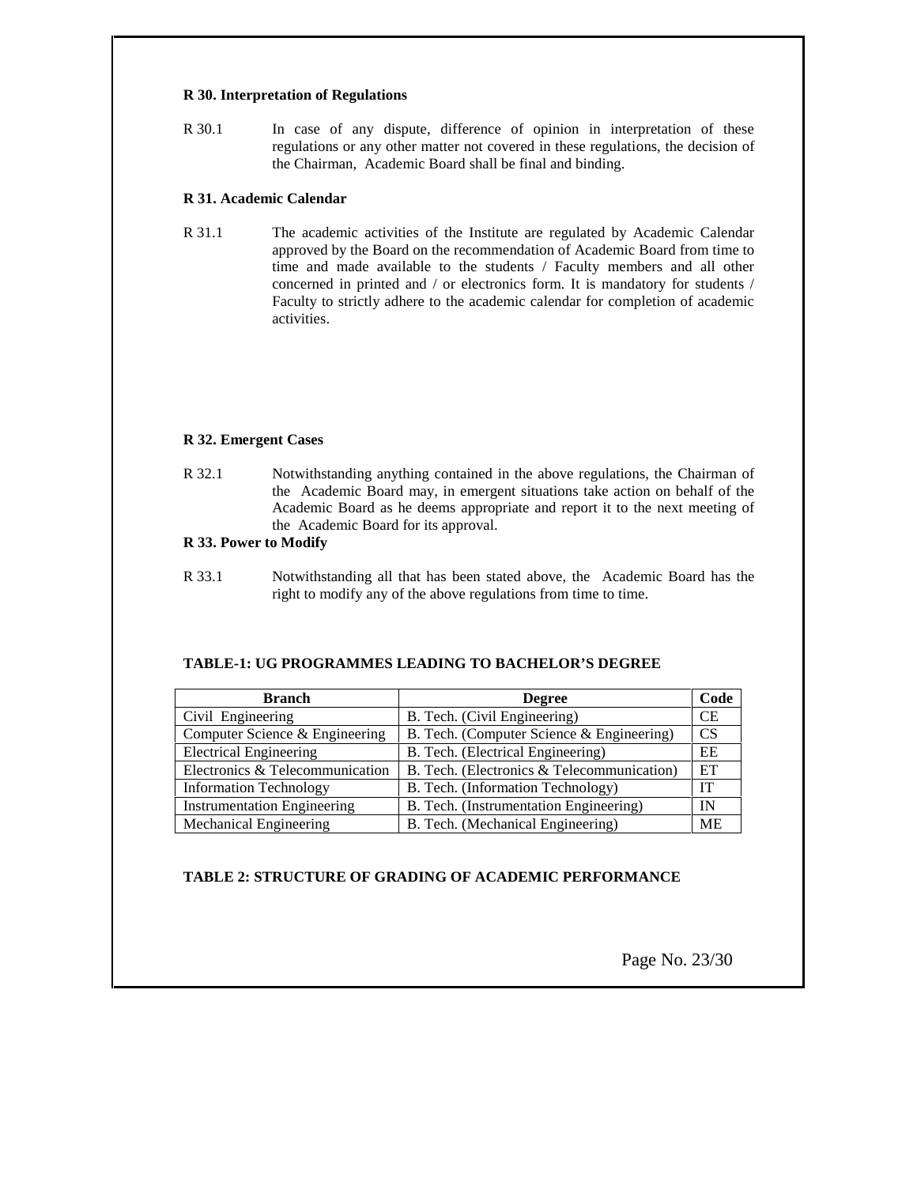### R 30. Interpretation of Regulations

R 30.1 In case of any dispute, difference of opinion in interpretation of these regulations or any other matter not covered in these regulations, the decision of the Chairman, Academic Board shall be final and binding.

### R 31. Academic Calendar

R 31.1 The academic activities of the Institute are regulated by Academic Calendar approved by the Board on the recommendation of Academic Board from time to time and made available to the students / Faculty members and all other concerned in printed and / or electronics form. It is mandatory for students / Faculty to strictly adhere to the academic calendar for completion of academic activities.

### R 32. Emergent Cases

R 32.1 Notwithstanding anything contained in the above regulations, the Chairman of the Academic Board may, in emergent situations take action on behalf of the Academic Board as he deems appropriate and report it to the next meeting of the Academic Board for its approval.

### R 33. Power to Modify

R 33.1 Notwithstanding all that has been stated above, the Academic Board has the right to modify any of the above regulations from time to time.

### TABLE-1: UG PROGRAMMES LEADING TO BACHELOR'S DEGREE

| Branch | Degree | Code |
|---|---|---|
| Civil Engineering | B. Tech. (Civil Engineering) | CE |
| Computer Science & Engineering | B. Tech. (Computer Science & Engineering) | CS |
| Electrical Engineering | B. Tech. (Electrical Engineering) | EE |
| Electronics & Telecommunication | B. Tech. (Electronics & Telecommunication) | ET |
| Information Technology | B. Tech. (Information Technology) | IT |
| Instrumentation Engineering | B. Tech. (Instrumentation Engineering) | IN |
| Mechanical Engineering | B. Tech. (Mechanical Engineering) | ME |

### TABLE 2: STRUCTURE OF GRADING OF ACADEMIC PERFORMANCE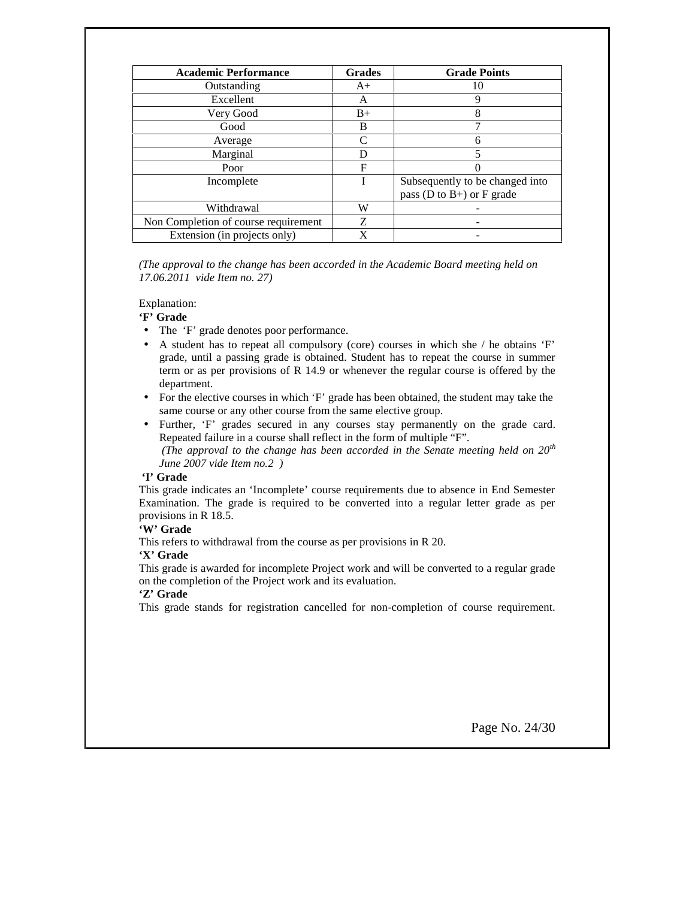| Academic Performance | Grades | Grade Points |
|---|---|---|
| Outstanding | A+ | 10 |
| Excellent | A | 9 |
| Very Good | B+ | 8 |
| Good | B | 7 |
| Average | C | 6 |
| Marginal | D | 5 |
| Poor | F | 0 |
| Incomplete | I | Subsequently to be changed into pass (D to B+) or F grade |
| Withdrawal | W | - |
| Non Completion of course requirement | Z | - |
| Extension (in projects only) | X | - |

*(The approval to the change has been accorded in the Academic Board meeting held on 17.06.2011 vide Item no. 27)*

Explanation:

**'F' Grade**

- The 'F' grade denotes poor performance.
- A student has to repeat all compulsory (core) courses in which she / he obtains 'F' grade, until a passing grade is obtained. Student has to repeat the course in summer term or as per provisions of R 14.9 or whenever the regular course is offered by the department.
- For the elective courses in which 'F' grade has been obtained, the student may take the same course or any other course from the same elective group.
- Further, 'F' grades secured in any courses stay permanently on the grade card. Repeated failure in a course shall reflect in the form of multiple "F".

  *(The approval to the change has been accorded in the Senate meeting held on 20th June 2007 vide Item no.2 )*

**'I' Grade**

This grade indicates an 'Incomplete' course requirements due to absence in End Semester Examination. The grade is required to be converted into a regular letter grade as per provisions in R 18.5.

**'W' Grade**

This refers to withdrawal from the course as per provisions in R 20.

**'X' Grade**

This grade is awarded for incomplete Project work and will be converted to a regular grade on the completion of the Project work and its evaluation.

**'Z' Grade**

This grade stands for registration cancelled for non-completion of course requirement.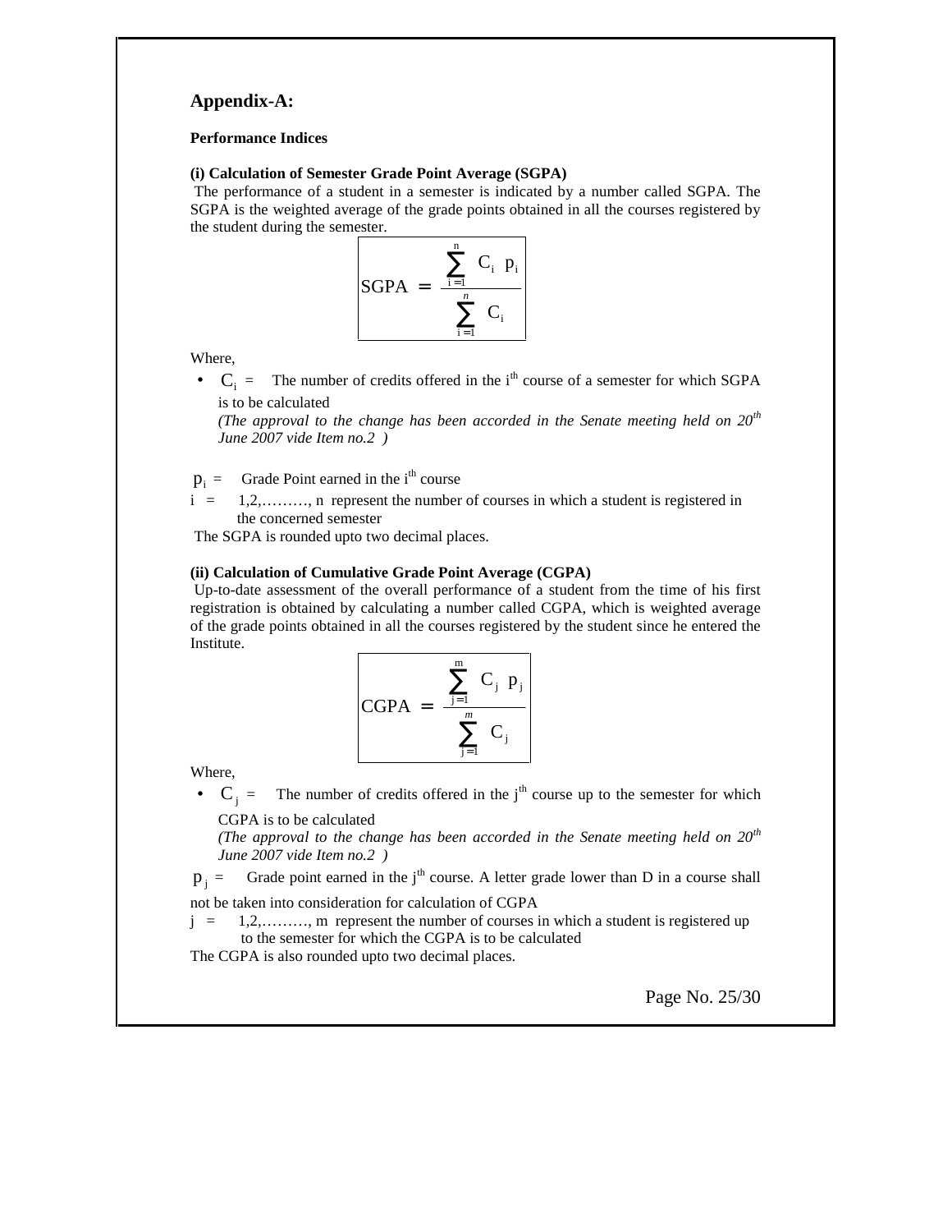## Appendix-A:

**Performance Indices**

**(i) Calculation of Semester Grade Point Average (SGPA)**

The performance of a student in a semester is indicated by a number called SGPA. The SGPA is the weighted average of the grade points obtained in all the courses registered by the student during the semester.

$$\text{SGPA} = \frac{\sum_{i=1}^{n} C_i \; p_i}{\sum_{i=1}^{n} C_i}$$

Where,

- $C_i$ = The number of credits offered in the i[th] course of a semester for which SGPA is to be calculated
  *(The approval to the change has been accorded in the Senate meeting held on 20[th] June 2007 vide Item no.2 )*

$p_i$ = Grade Point earned in the i[th] course

i = 1,2,………, n represent the number of courses in which a student is registered in the concerned semester

The SGPA is rounded upto two decimal places.

**(ii) Calculation of Cumulative Grade Point Average (CGPA)**

Up-to-date assessment of the overall performance of a student from the time of his first registration is obtained by calculating a number called CGPA, which is weighted average of the grade points obtained in all the courses registered by the student since he entered the Institute.

$$\text{CGPA} = \frac{\sum_{j=1}^{m} C_j \; p_j}{\sum_{j=1}^{m} C_j}$$

Where,

- $C_j$ = The number of credits offered in the j[th] course up to the semester for which CGPA is to be calculated
  *(The approval to the change has been accorded in the Senate meeting held on 20[th] June 2007 vide Item no.2 )*

$p_j$ = Grade point earned in the j[th] course. A letter grade lower than D in a course shall not be taken into consideration for calculation of CGPA

j = 1,2,………, m represent the number of courses in which a student is registered up to the semester for which the CGPA is to be calculated

The CGPA is also rounded upto two decimal places.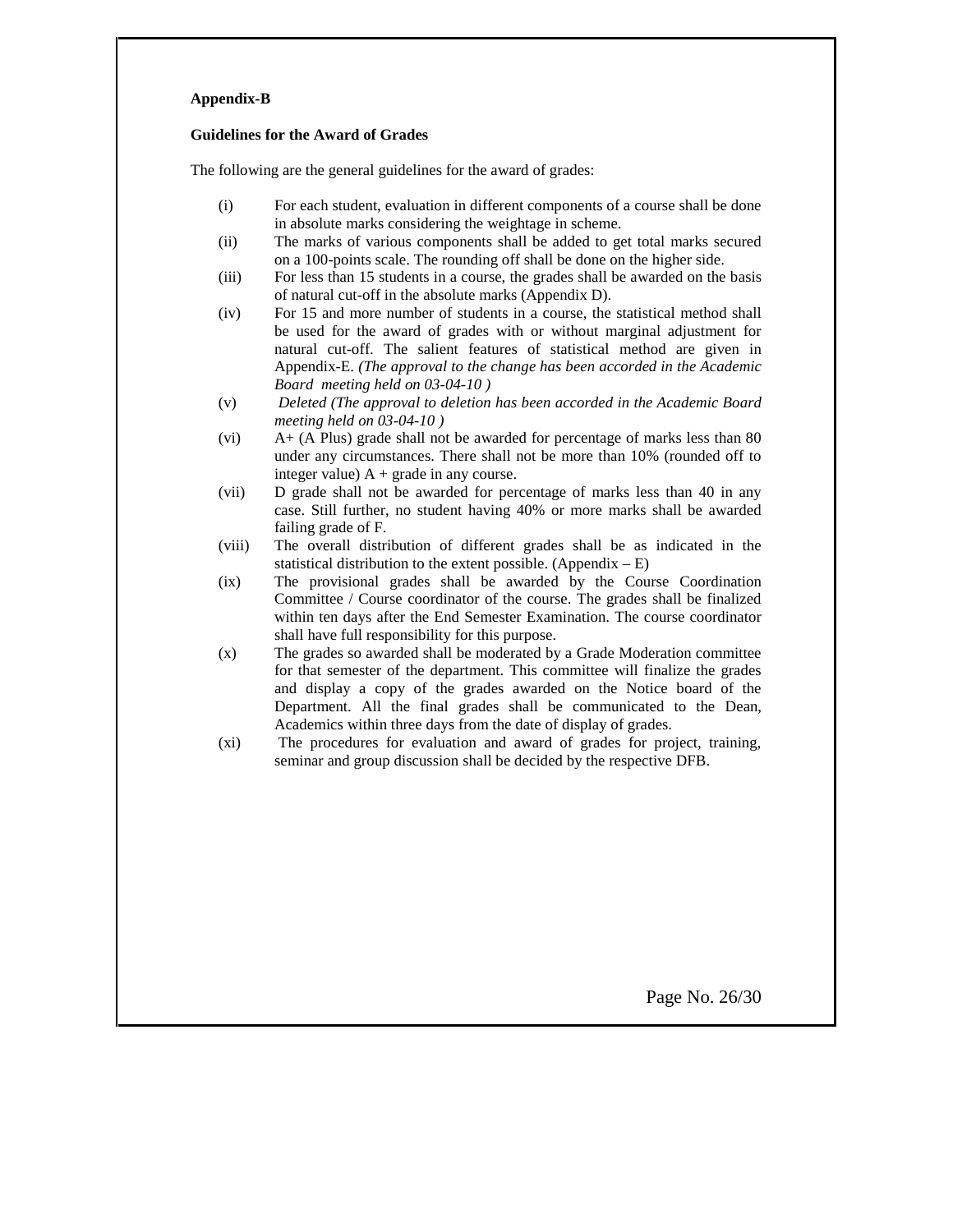**Appendix-B**

**Guidelines for the Award of Grades**

The following are the general guidelines for the award of grades:

(i) For each student, evaluation in different components of a course shall be done in absolute marks considering the weightage in scheme.

(ii) The marks of various components shall be added to get total marks secured on a 100-points scale. The rounding off shall be done on the higher side.

(iii) For less than 15 students in a course, the grades shall be awarded on the basis of natural cut-off in the absolute marks (Appendix D).

(iv) For 15 and more number of students in a course, the statistical method shall be used for the award of grades with or without marginal adjustment for natural cut-off. The salient features of statistical method are given in Appendix-E. *(The approval to the change has been accorded in the Academic Board meeting held on 03-04-10 )*

(v) *Deleted (The approval to deletion has been accorded in the Academic Board meeting held on 03-04-10 )*

(vi) A+ (A Plus) grade shall not be awarded for percentage of marks less than 80 under any circumstances. There shall not be more than 10% (rounded off to integer value) A + grade in any course.

(vii) D grade shall not be awarded for percentage of marks less than 40 in any case. Still further, no student having 40% or more marks shall be awarded failing grade of F.

(viii) The overall distribution of different grades shall be as indicated in the statistical distribution to the extent possible. (Appendix – E)

(ix) The provisional grades shall be awarded by the Course Coordination Committee / Course coordinator of the course. The grades shall be finalized within ten days after the End Semester Examination. The course coordinator shall have full responsibility for this purpose.

(x) The grades so awarded shall be moderated by a Grade Moderation committee for that semester of the department. This committee will finalize the grades and display a copy of the grades awarded on the Notice board of the Department. All the final grades shall be communicated to the Dean, Academics within three days from the date of display of grades.

(xi) The procedures for evaluation and award of grades for project, training, seminar and group discussion shall be decided by the respective DFB.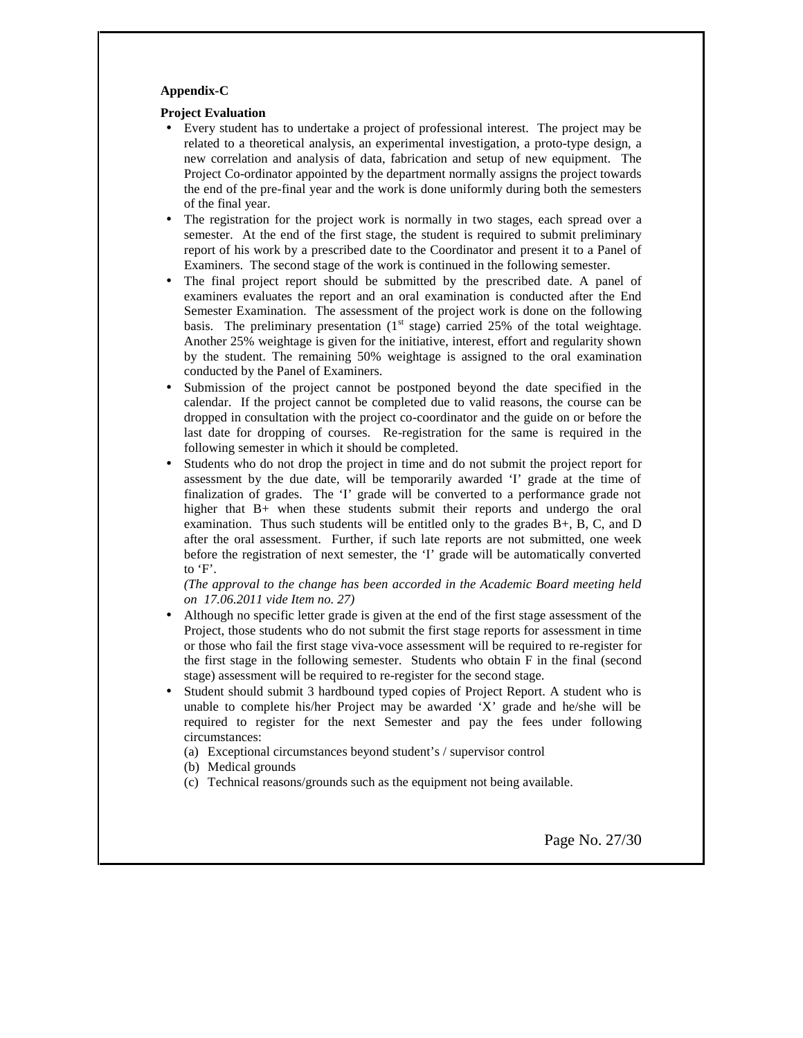**Appendix-C**

**Project Evaluation**

- Every student has to undertake a project of professional interest. The project may be related to a theoretical analysis, an experimental investigation, a proto-type design, a new correlation and analysis of data, fabrication and setup of new equipment. The Project Co-ordinator appointed by the department normally assigns the project towards the end of the pre-final year and the work is done uniformly during both the semesters of the final year.
- The registration for the project work is normally in two stages, each spread over a semester. At the end of the first stage, the student is required to submit preliminary report of his work by a prescribed date to the Coordinator and present it to a Panel of Examiners. The second stage of the work is continued in the following semester.
- The final project report should be submitted by the prescribed date. A panel of examiners evaluates the report and an oral examination is conducted after the End Semester Examination. The assessment of the project work is done on the following basis. The preliminary presentation ($1^{st}$ stage) carried 25% of the total weightage. Another 25% weightage is given for the initiative, interest, effort and regularity shown by the student. The remaining 50% weightage is assigned to the oral examination conducted by the Panel of Examiners.
- Submission of the project cannot be postponed beyond the date specified in the calendar. If the project cannot be completed due to valid reasons, the course can be dropped in consultation with the project co-coordinator and the guide on or before the last date for dropping of courses. Re-registration for the same is required in the following semester in which it should be completed.
- Students who do not drop the project in time and do not submit the project report for assessment by the due date, will be temporarily awarded 'I' grade at the time of finalization of grades. The 'I' grade will be converted to a performance grade not higher that B+ when these students submit their reports and undergo the oral examination. Thus such students will be entitled only to the grades B+, B, C, and D after the oral assessment. Further, if such late reports are not submitted, one week before the registration of next semester, the 'I' grade will be automatically converted to 'F'.

  *(The approval to the change has been accorded in the Academic Board meeting held on 17.06.2011 vide Item no. 27)*
- Although no specific letter grade is given at the end of the first stage assessment of the Project, those students who do not submit the first stage reports for assessment in time or those who fail the first stage viva-voce assessment will be required to re-register for the first stage in the following semester. Students who obtain F in the final (second stage) assessment will be required to re-register for the second stage.
- Student should submit 3 hardbound typed copies of Project Report. A student who is unable to complete his/her Project may be awarded 'X' grade and he/she will be required to register for the next Semester and pay the fees under following circumstances:
  (a) Exceptional circumstances beyond student's / supervisor control
  (b) Medical grounds
  (c) Technical reasons/grounds such as the equipment not being available.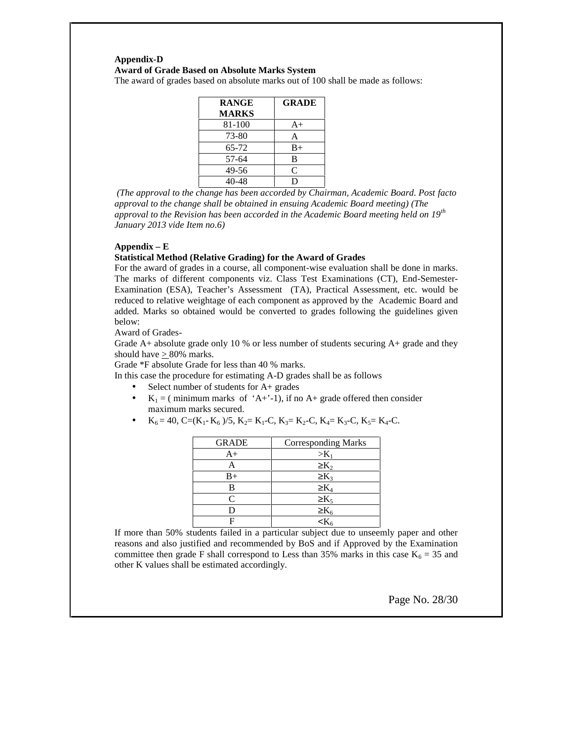**Appendix-D**

**Award of Grade Based on Absolute Marks System**

The award of grades based on absolute marks out of 100 shall be made as follows:

| RANGE MARKS | GRADE |
|---|---|
| 81-100 | A+ |
| 73-80 | A |
| 65-72 | B+ |
| 57-64 | B |
| 49-56 | C |
| 40-48 | D |

*(The approval to the change has been accorded by Chairman, Academic Board. Post facto approval to the change shall be obtained in ensuing Academic Board meeting) (The approval to the Revision has been accorded in the Academic Board meeting held on 19th January 2013 vide Item no.6)*

**Appendix – E**

**Statistical Method (Relative Grading) for the Award of Grades**

For the award of grades in a course, all component-wise evaluation shall be done in marks. The marks of different components viz. Class Test Examinations (CT), End-Semester-Examination (ESA), Teacher's Assessment (TA), Practical Assessment, etc. would be reduced to relative weightage of each component as approved by the Academic Board and added. Marks so obtained would be converted to grades following the guidelines given below:

Award of Grades-

Grade A+ absolute grade only 10 % or less number of students securing A+ grade and they should have $\geq$ 80% marks.

Grade *F absolute Grade for less than 40 % marks.

In this case the procedure for estimating A-D grades shall be as follows

- Select number of students for A+ grades
- $K_1$ = ( minimum marks of 'A+'-1), if no A+ grade offered then consider maximum marks secured.
- $K_6 = 40$, $C=(K_1- K_6)/5$, $K_2= K_1-C$, $K_3= K_2-C$, $K_4= K_3-C$, $K_5= K_4-C$.

| GRADE | Corresponding Marks |
|---|---|
| A+ | $>K_1$ |
| A | $\geq K_2$ |
| B+ | $\geq K_3$ |
| B | $\geq K_4$ |
| C | $\geq K_5$ |
| D | $\geq K_6$ |
| F | $<K_6$ |

If more than 50% students failed in a particular subject due to unseemly paper and other reasons and also justified and recommended by BoS and if Approved by the Examination committee then grade F shall correspond to Less than 35% marks in this case $K_6 = 35$ and other K values shall be estimated accordingly.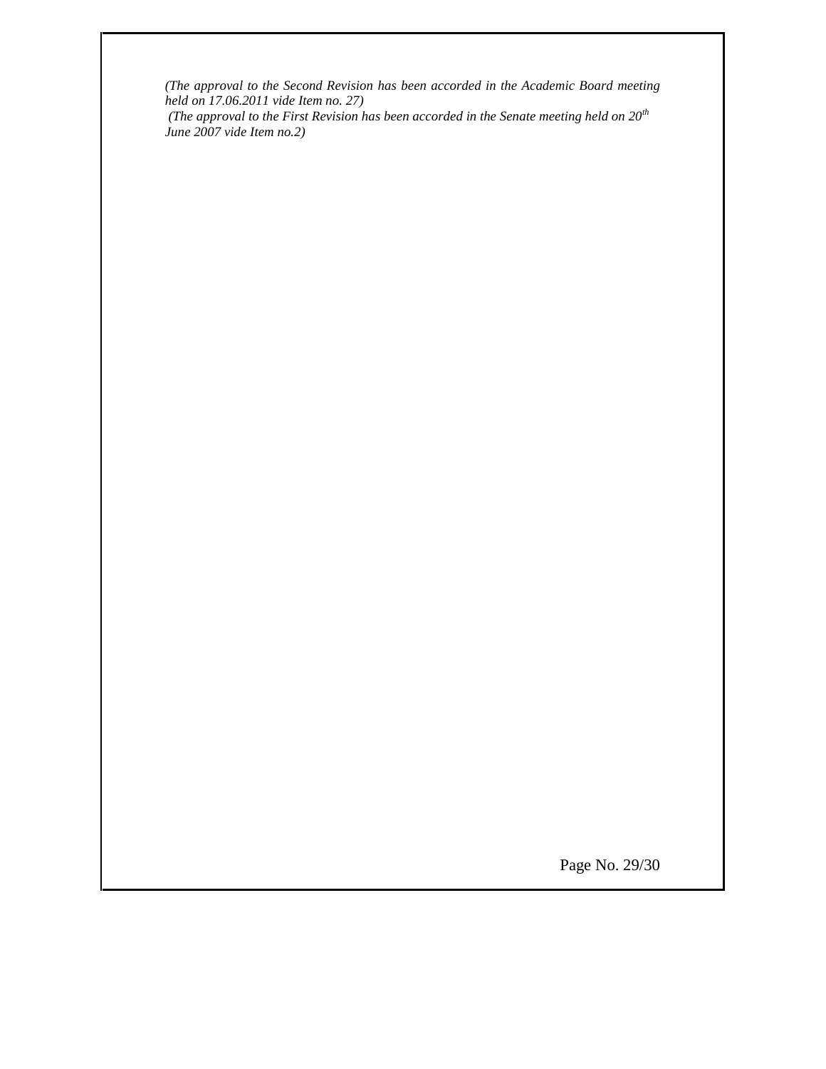*(The approval to the Second Revision has been accorded in the Academic Board meeting held on 17.06.2011 vide Item no. 27)*

*(The approval to the First Revision has been accorded in the Senate meeting held on 20th June 2007 vide Item no.2)*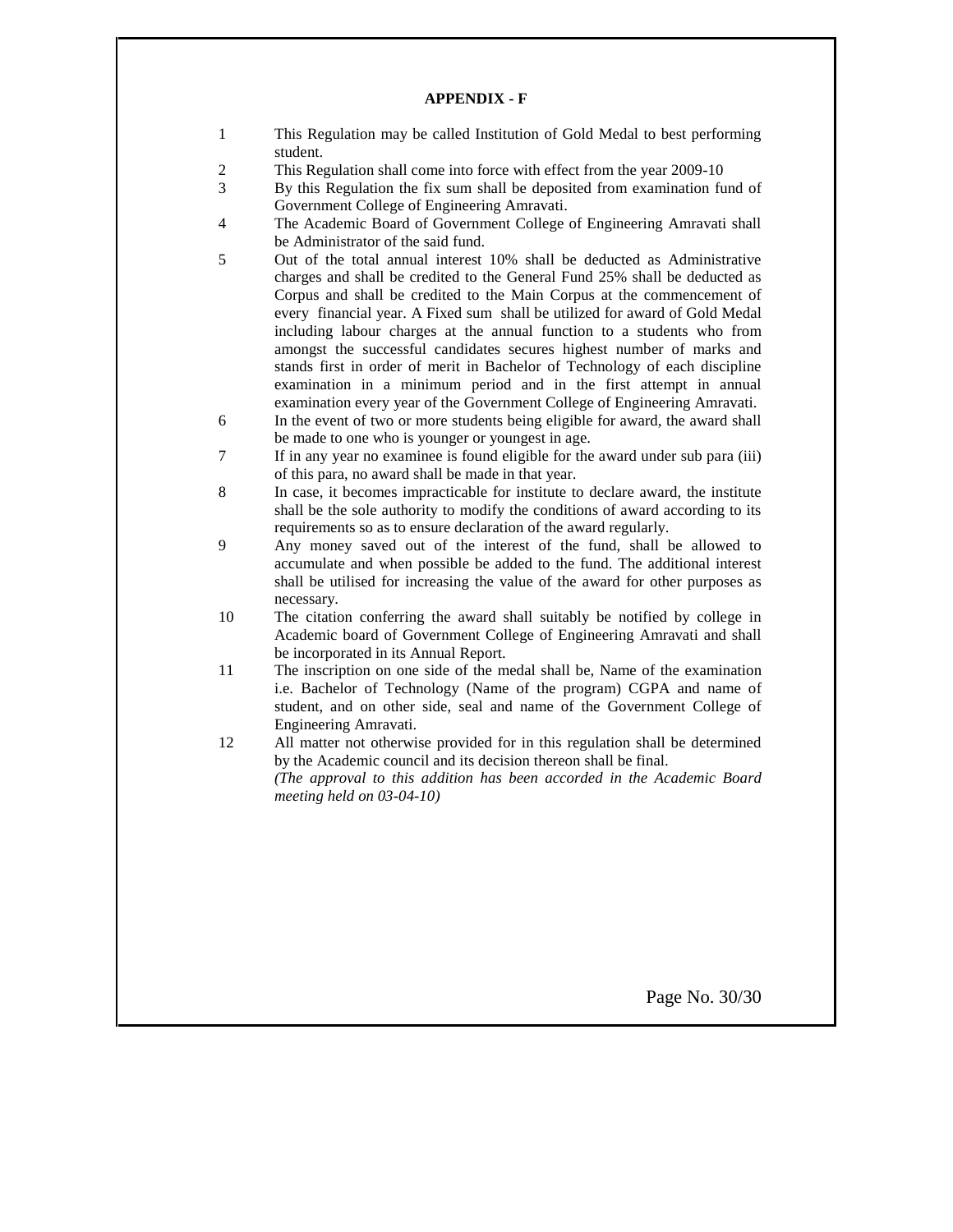**APPENDIX - F**

1. This Regulation may be called Institution of Gold Medal to best performing student.
2. This Regulation shall come into force with effect from the year 2009-10
3. By this Regulation the fix sum shall be deposited from examination fund of Government College of Engineering Amravati.
4. The Academic Board of Government College of Engineering Amravati shall be Administrator of the said fund.
5. Out of the total annual interest 10% shall be deducted as Administrative charges and shall be credited to the General Fund 25% shall be deducted as Corpus and shall be credited to the Main Corpus at the commencement of every financial year. A Fixed sum shall be utilized for award of Gold Medal including labour charges at the annual function to a students who from amongst the successful candidates secures highest number of marks and stands first in order of merit in Bachelor of Technology of each discipline examination in a minimum period and in the first attempt in annual examination every year of the Government College of Engineering Amravati.
6. In the event of two or more students being eligible for award, the award shall be made to one who is younger or youngest in age.
7. If in any year no examinee is found eligible for the award under sub para (iii) of this para, no award shall be made in that year.
8. In case, it becomes impracticable for institute to declare award, the institute shall be the sole authority to modify the conditions of award according to its requirements so as to ensure declaration of the award regularly.
9. Any money saved out of the interest of the fund, shall be allowed to accumulate and when possible be added to the fund. The additional interest shall be utilised for increasing the value of the award for other purposes as necessary.
10. The citation conferring the award shall suitably be notified by college in Academic board of Government College of Engineering Amravati and shall be incorporated in its Annual Report.
11. The inscription on one side of the medal shall be, Name of the examination i.e. Bachelor of Technology (Name of the program) CGPA and name of student, and on other side, seal and name of the Government College of Engineering Amravati.
12. All matter not otherwise provided for in this regulation shall be determined by the Academic council and its decision thereon shall be final.
    *(The approval to this addition has been accorded in the Academic Board meeting held on 03-04-10)*